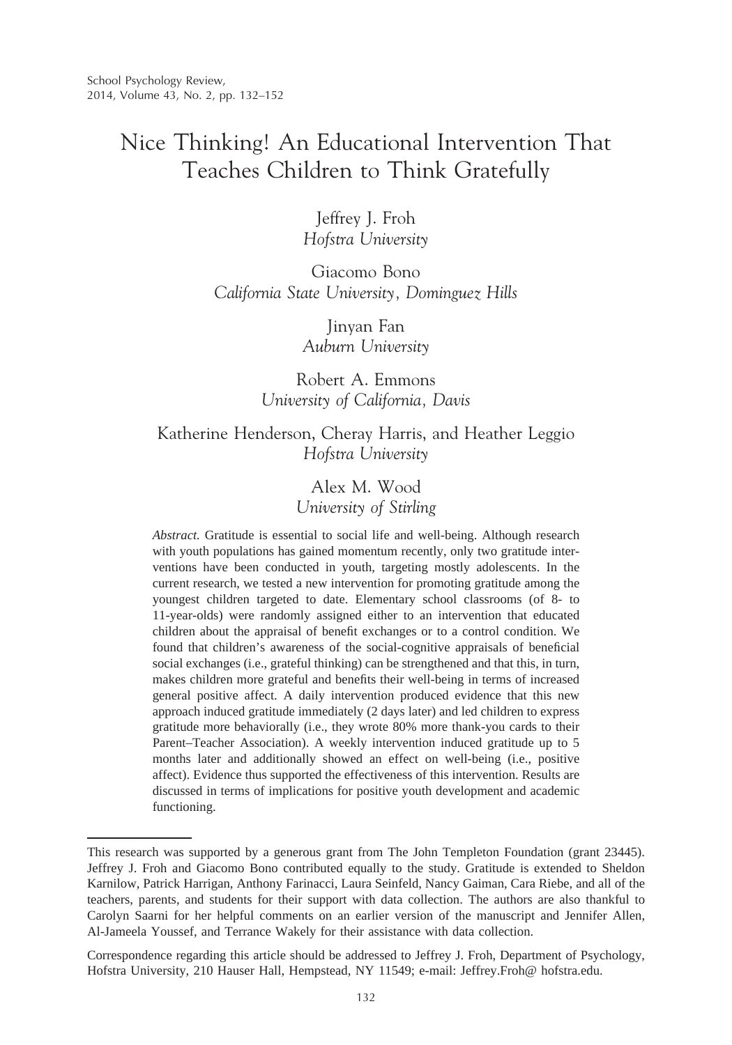# Nice Thinking! An Educational Intervention That Teaches Children to Think Gratefully

Jeffrey J. Froh
*Hofstra University*

Giacomo Bono
*California State University, Dominguez Hills*

Jinyan Fan
*Auburn University*

Robert A. Emmons
*University of California, Davis*

Katherine Henderson, Cheray Harris, and Heather Leggio
*Hofstra University*

Alex M. Wood
*University of Stirling*

*Abstract.* Gratitude is essential to social life and well-being. Although research with youth populations has gained momentum recently, only two gratitude interventions have been conducted in youth, targeting mostly adolescents. In the current research, we tested a new intervention for promoting gratitude among the youngest children targeted to date. Elementary school classrooms (of 8- to 11-year-olds) were randomly assigned either to an intervention that educated children about the appraisal of benefit exchanges or to a control condition. We found that children's awareness of the social-cognitive appraisals of beneficial social exchanges (i.e., grateful thinking) can be strengthened and that this, in turn, makes children more grateful and benefits their well-being in terms of increased general positive affect. A daily intervention produced evidence that this new approach induced gratitude immediately (2 days later) and led children to express gratitude more behaviorally (i.e., they wrote 80% more thank-you cards to their Parent–Teacher Association). A weekly intervention induced gratitude up to 5 months later and additionally showed an effect on well-being (i.e., positive affect). Evidence thus supported the effectiveness of this intervention. Results are discussed in terms of implications for positive youth development and academic functioning.

---

This research was supported by a generous grant from The John Templeton Foundation (grant 23445). Jeffrey J. Froh and Giacomo Bono contributed equally to the study. Gratitude is extended to Sheldon Karnilow, Patrick Harrigan, Anthony Farinacci, Laura Seinfeld, Nancy Gaiman, Cara Riebe, and all of the teachers, parents, and students for their support with data collection. The authors are also thankful to Carolyn Saarni for her helpful comments on an earlier version of the manuscript and Jennifer Allen, Al-Jameela Youssef, and Terrance Wakely for their assistance with data collection.

Correspondence regarding this article should be addressed to Jeffrey J. Froh, Department of Psychology, Hofstra University, 210 Hauser Hall, Hempstead, NY 11549; e-mail: Jeffrey.Froh@ hofstra.edu.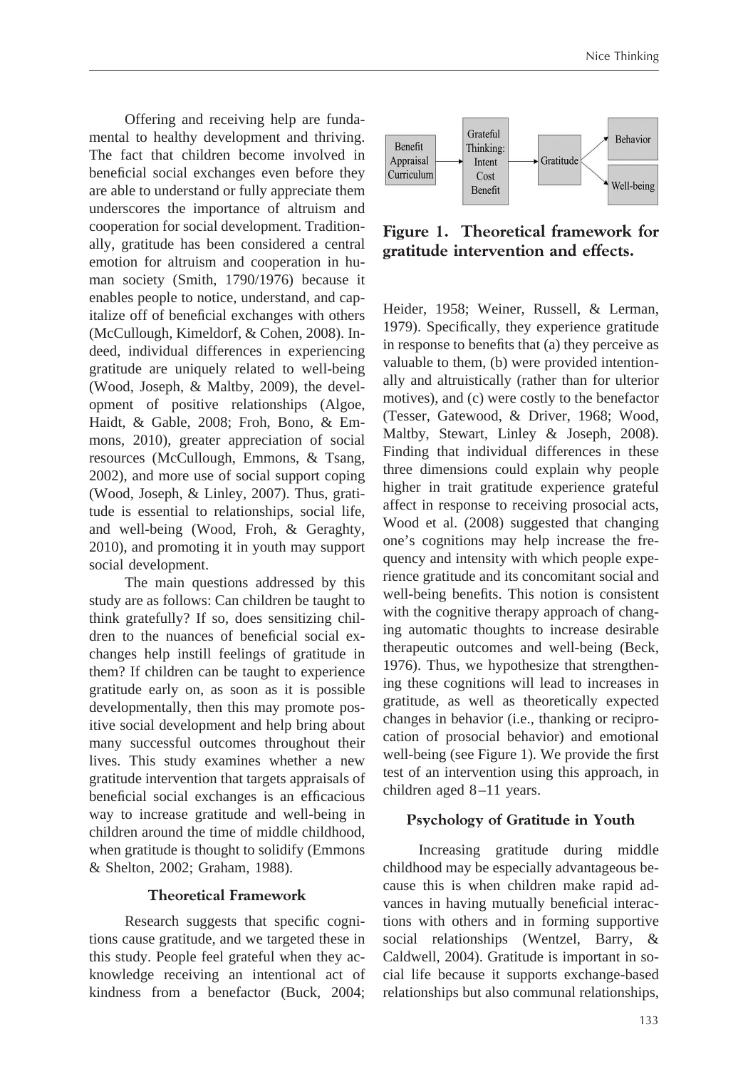Offering and receiving help are fundamental to healthy development and thriving. The fact that children become involved in beneficial social exchanges even before they are able to understand or fully appreciate them underscores the importance of altruism and cooperation for social development. Traditionally, gratitude has been considered a central emotion for altruism and cooperation in human society (Smith, 1790/1976) because it enables people to notice, understand, and capitalize off of beneficial exchanges with others (McCullough, Kimeldorf, & Cohen, 2008). Indeed, individual differences in experiencing gratitude are uniquely related to well-being (Wood, Joseph, & Maltby, 2009), the development of positive relationships (Algoe, Haidt, & Gable, 2008; Froh, Bono, & Emmons, 2010), greater appreciation of social resources (McCullough, Emmons, & Tsang, 2002), and more use of social support coping (Wood, Joseph, & Linley, 2007). Thus, gratitude is essential to relationships, social life, and well-being (Wood, Froh, & Geraghty, 2010), and promoting it in youth may support social development.

The main questions addressed by this study are as follows: Can children be taught to think gratefully? If so, does sensitizing children to the nuances of beneficial social exchanges help instill feelings of gratitude in them? If children can be taught to experience gratitude early on, as soon as it is possible developmentally, then this may promote positive social development and help bring about many successful outcomes throughout their lives. This study examines whether a new gratitude intervention that targets appraisals of beneficial social exchanges is an efficacious way to increase gratitude and well-being in children around the time of middle childhood, when gratitude is thought to solidify (Emmons & Shelton, 2002; Graham, 1988).

## Theoretical Framework

Research suggests that specific cognitions cause gratitude, and we targeted these in this study. People feel grateful when they acknowledge receiving an intentional act of kindness from a benefactor (Buck, 2004; Heider, 1958; Weiner, Russell, & Lerman, 1979). Specifically, they experience gratitude in response to benefits that (a) they perceive as valuable to them, (b) were provided intentionally and altruistically (rather than for ulterior motives), and (c) were costly to the benefactor (Tesser, Gatewood, & Driver, 1968; Wood, Maltby, Stewart, Linley & Joseph, 2008). Finding that individual differences in these three dimensions could explain why people higher in trait gratitude experience grateful affect in response to receiving prosocial acts, Wood et al. (2008) suggested that changing one's cognitions may help increase the frequency and intensity with which people experience gratitude and its concomitant social and well-being benefits. This notion is consistent with the cognitive therapy approach of changing automatic thoughts to increase desirable therapeutic outcomes and well-being (Beck, 1976). Thus, we hypothesize that strengthening these cognitions will lead to increases in gratitude, as well as theoretically expected changes in behavior (i.e., thanking or reciprocation of prosocial behavior) and emotional well-being (see Figure 1). We provide the first test of an intervention using this approach, in children aged 8–11 years.

Benefit Appraisal Curriculum → Grateful Thinking: Intent, Cost, Benefit → Gratitude → Behavior; Well-being

**Figure 1. Theoretical framework for gratitude intervention and effects.**

## Psychology of Gratitude in Youth

Increasing gratitude during middle childhood may be especially advantageous because this is when children make rapid advances in having mutually beneficial interactions with others and in forming supportive social relationships (Wentzel, Barry, & Caldwell, 2004). Gratitude is important in social life because it supports exchange-based relationships but also communal relationships,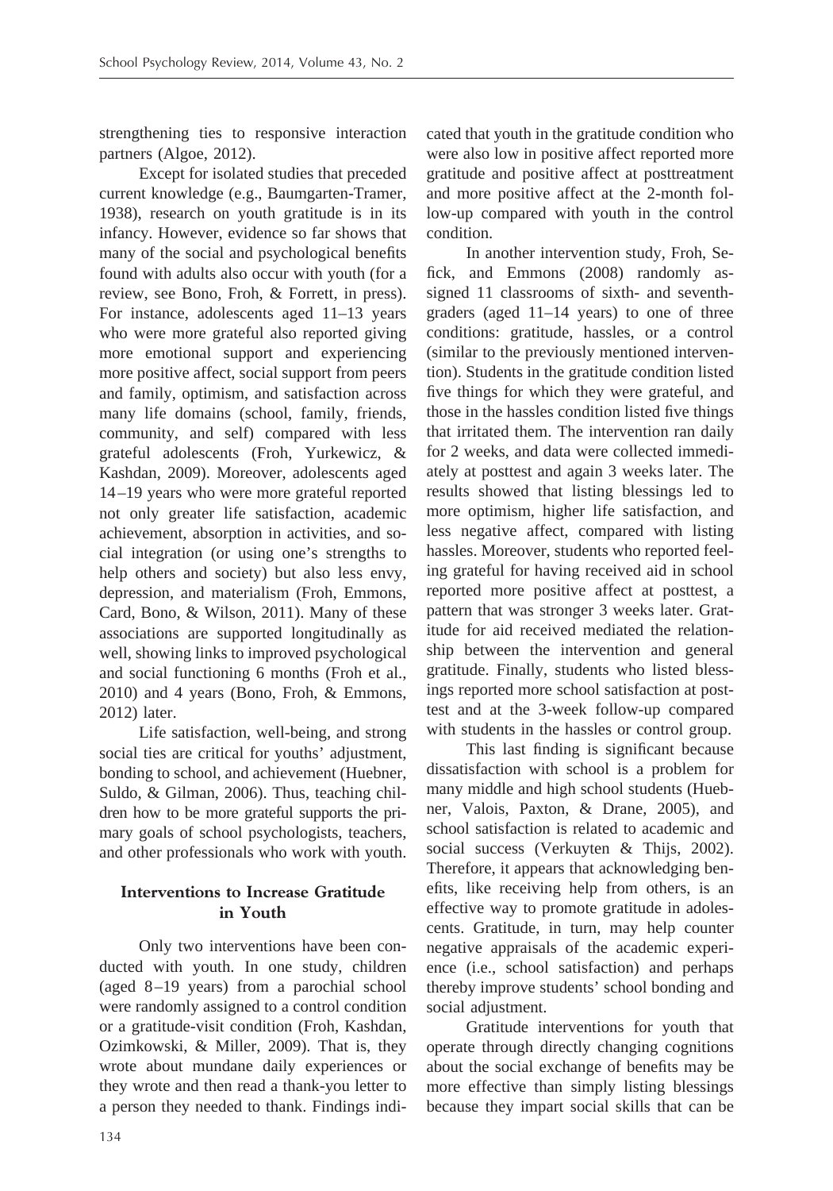strengthening ties to responsive interaction partners (Algoe, 2012).

Except for isolated studies that preceded current knowledge (e.g., Baumgarten-Tramer, 1938), research on youth gratitude is in its infancy. However, evidence so far shows that many of the social and psychological benefits found with adults also occur with youth (for a review, see Bono, Froh, & Forrett, in press). For instance, adolescents aged 11–13 years who were more grateful also reported giving more emotional support and experiencing more positive affect, social support from peers and family, optimism, and satisfaction across many life domains (school, family, friends, community, and self) compared with less grateful adolescents (Froh, Yurkewicz, & Kashdan, 2009). Moreover, adolescents aged 14–19 years who were more grateful reported not only greater life satisfaction, academic achievement, absorption in activities, and social integration (or using one's strengths to help others and society) but also less envy, depression, and materialism (Froh, Emmons, Card, Bono, & Wilson, 2011). Many of these associations are supported longitudinally as well, showing links to improved psychological and social functioning 6 months (Froh et al., 2010) and 4 years (Bono, Froh, & Emmons, 2012) later.

Life satisfaction, well-being, and strong social ties are critical for youths' adjustment, bonding to school, and achievement (Huebner, Suldo, & Gilman, 2006). Thus, teaching children how to be more grateful supports the primary goals of school psychologists, teachers, and other professionals who work with youth.

## Interventions to Increase Gratitude in Youth

Only two interventions have been conducted with youth. In one study, children (aged 8–19 years) from a parochial school were randomly assigned to a control condition or a gratitude-visit condition (Froh, Kashdan, Ozimkowski, & Miller, 2009). That is, they wrote about mundane daily experiences or they wrote and then read a thank-you letter to a person they needed to thank. Findings indicated that youth in the gratitude condition who were also low in positive affect reported more gratitude and positive affect at posttreatment and more positive affect at the 2-month follow-up compared with youth in the control condition.

In another intervention study, Froh, Sefick, and Emmons (2008) randomly assigned 11 classrooms of sixth- and seventh-graders (aged 11–14 years) to one of three conditions: gratitude, hassles, or a control (similar to the previously mentioned intervention). Students in the gratitude condition listed five things for which they were grateful, and those in the hassles condition listed five things that irritated them. The intervention ran daily for 2 weeks, and data were collected immediately at posttest and again 3 weeks later. The results showed that listing blessings led to more optimism, higher life satisfaction, and less negative affect, compared with listing hassles. Moreover, students who reported feeling grateful for having received aid in school reported more positive affect at posttest, a pattern that was stronger 3 weeks later. Gratitude for aid received mediated the relationship between the intervention and general gratitude. Finally, students who listed blessings reported more school satisfaction at posttest and at the 3-week follow-up compared with students in the hassles or control group.

This last finding is significant because dissatisfaction with school is a problem for many middle and high school students (Huebner, Valois, Paxton, & Drane, 2005), and school satisfaction is related to academic and social success (Verkuyten & Thijs, 2002). Therefore, it appears that acknowledging benefits, like receiving help from others, is an effective way to promote gratitude in adolescents. Gratitude, in turn, may help counter negative appraisals of the academic experience (i.e., school satisfaction) and perhaps thereby improve students' school bonding and social adjustment.

Gratitude interventions for youth that operate through directly changing cognitions about the social exchange of benefits may be more effective than simply listing blessings because they impart social skills that can be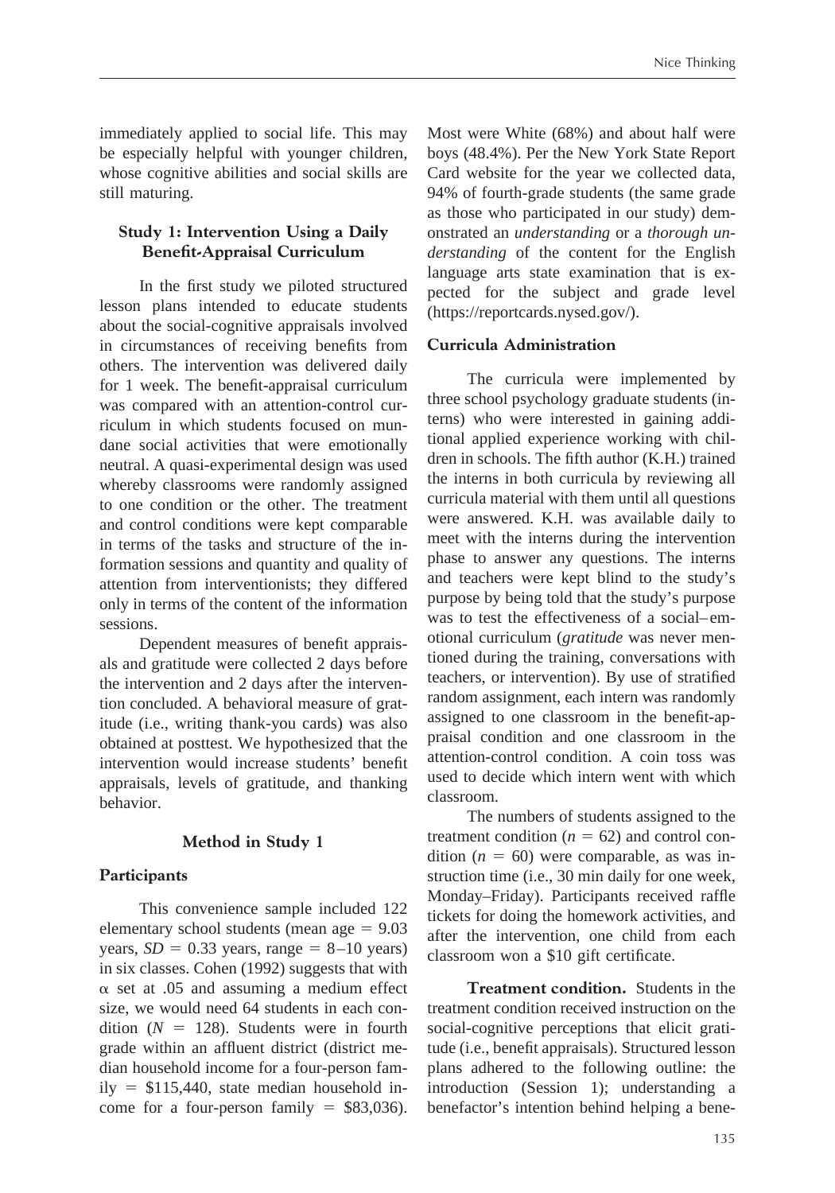immediately applied to social life. This may be especially helpful with younger children, whose cognitive abilities and social skills are still maturing.

## Study 1: Intervention Using a Daily Benefit-Appraisal Curriculum

In the first study we piloted structured lesson plans intended to educate students about the social-cognitive appraisals involved in circumstances of receiving benefits from others. The intervention was delivered daily for 1 week. The benefit-appraisal curriculum was compared with an attention-control curriculum in which students focused on mundane social activities that were emotionally neutral. A quasi-experimental design was used whereby classrooms were randomly assigned to one condition or the other. The treatment and control conditions were kept comparable in terms of the tasks and structure of the information sessions and quantity and quality of attention from interventionists; they differed only in terms of the content of the information sessions.

Dependent measures of benefit appraisals and gratitude were collected 2 days before the intervention and 2 days after the intervention concluded. A behavioral measure of gratitude (i.e., writing thank-you cards) was also obtained at posttest. We hypothesized that the intervention would increase students' benefit appraisals, levels of gratitude, and thanking behavior.

## Method in Study 1

### Participants

This convenience sample included 122 elementary school students (mean age = 9.03 years, $SD = 0.33$ years, range = 8–10 years) in six classes. Cohen (1992) suggests that with $\alpha$ set at .05 and assuming a medium effect size, we would need 64 students in each condition ($N = 128$). Students were in fourth grade within an affluent district (district median household income for a four-person family = $115,440, state median household income for a four-person family = $83,036). Most were White (68%) and about half were boys (48.4%). Per the New York State Report Card website for the year we collected data, 94% of fourth-grade students (the same grade as those who participated in our study) demonstrated an *understanding* or a *thorough understanding* of the content for the English language arts state examination that is expected for the subject and grade level (https://reportcards.nysed.gov/).

### Curricula Administration

The curricula were implemented by three school psychology graduate students (interns) who were interested in gaining additional applied experience working with children in schools. The fifth author (K.H.) trained the interns in both curricula by reviewing all curricula material with them until all questions were answered. K.H. was available daily to meet with the interns during the intervention phase to answer any questions. The interns and teachers were kept blind to the study's purpose by being told that the study's purpose was to test the effectiveness of a social–emotional curriculum (*gratitude* was never mentioned during the training, conversations with teachers, or intervention). By use of stratified random assignment, each intern was randomly assigned to one classroom in the benefit-appraisal condition and one classroom in the attention-control condition. A coin toss was used to decide which intern went with which classroom.

The numbers of students assigned to the treatment condition ($n = 62$) and control condition ($n = 60$) were comparable, as was instruction time (i.e., 30 min daily for one week, Monday–Friday). Participants received raffle tickets for doing the homework activities, and after the intervention, one child from each classroom won a $10 gift certificate.

**Treatment condition.** Students in the treatment condition received instruction on the social-cognitive perceptions that elicit gratitude (i.e., benefit appraisals). Structured lesson plans adhered to the following outline: the introduction (Session 1); understanding a benefactor's intention behind helping a bene-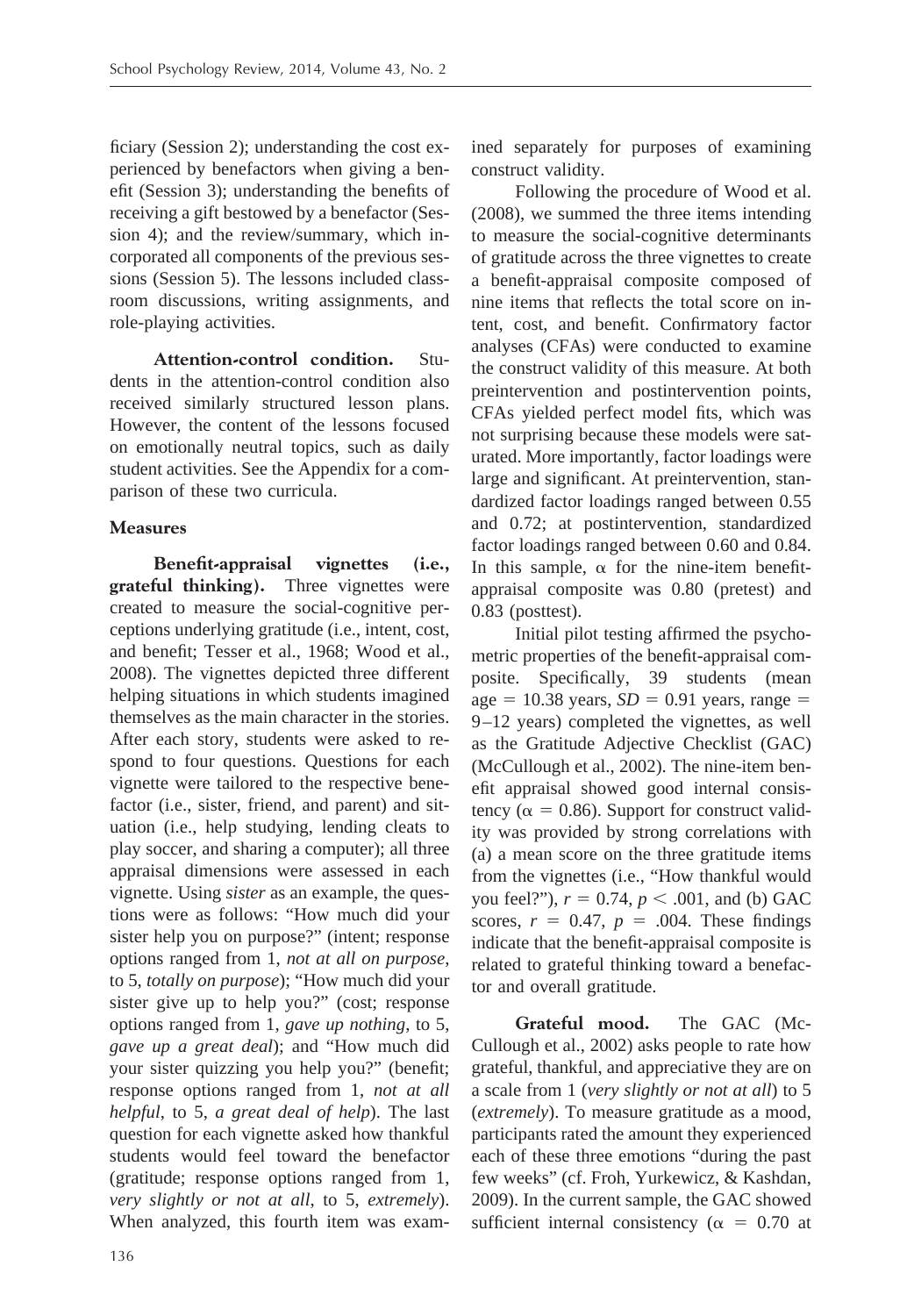ficiary (Session 2); understanding the cost experienced by benefactors when giving a benefit (Session 3); understanding the benefits of receiving a gift bestowed by a benefactor (Session 4); and the review/summary, which incorporated all components of the previous sessions (Session 5). The lessons included classroom discussions, writing assignments, and role-playing activities.

**Attention-control condition.** Students in the attention-control condition also received similarly structured lesson plans. However, the content of the lessons focused on emotionally neutral topics, such as daily student activities. See the Appendix for a comparison of these two curricula.

### Measures

**Benefit-appraisal vignettes (i.e., grateful thinking).** Three vignettes were created to measure the social-cognitive perceptions underlying gratitude (i.e., intent, cost, and benefit; Tesser et al., 1968; Wood et al., 2008). The vignettes depicted three different helping situations in which students imagined themselves as the main character in the stories. After each story, students were asked to respond to four questions. Questions for each vignette were tailored to the respective benefactor (i.e., sister, friend, and parent) and situation (i.e., help studying, lending cleats to play soccer, and sharing a computer); all three appraisal dimensions were assessed in each vignette. Using *sister* as an example, the questions were as follows: "How much did your sister help you on purpose?" (intent; response options ranged from 1, *not at all on purpose*, to 5, *totally on purpose*); "How much did your sister give up to help you?" (cost; response options ranged from 1, *gave up nothing*, to 5, *gave up a great deal*); and "How much did your sister quizzing you help you?" (benefit; response options ranged from 1, *not at all helpful*, to 5, *a great deal of help*). The last question for each vignette asked how thankful students would feel toward the benefactor (gratitude; response options ranged from 1, *very slightly or not at all*, to 5, *extremely*). When analyzed, this fourth item was examined separately for purposes of examining construct validity.

Following the procedure of Wood et al. (2008), we summed the three items intending to measure the social-cognitive determinants of gratitude across the three vignettes to create a benefit-appraisal composite composed of nine items that reflects the total score on intent, cost, and benefit. Confirmatory factor analyses (CFAs) were conducted to examine the construct validity of this measure. At both preintervention and postintervention points, CFAs yielded perfect model fits, which was not surprising because these models were saturated. More importantly, factor loadings were large and significant. At preintervention, standardized factor loadings ranged between 0.55 and 0.72; at postintervention, standardized factor loadings ranged between 0.60 and 0.84. In this sample, $\alpha$ for the nine-item benefit-appraisal composite was 0.80 (pretest) and 0.83 (posttest).

Initial pilot testing affirmed the psychometric properties of the benefit-appraisal composite. Specifically, 39 students (mean age $= 10.38$ years, $SD = 0.91$ years, range $=$ 9–12 years) completed the vignettes, as well as the Gratitude Adjective Checklist (GAC) (McCullough et al., 2002). The nine-item benefit appraisal showed good internal consistency ($\alpha = 0.86$). Support for construct validity was provided by strong correlations with (a) a mean score on the three gratitude items from the vignettes (i.e., "How thankful would you feel?"), $r = 0.74$, $p < .001$, and (b) GAC scores, $r = 0.47$, $p = .004$. These findings indicate that the benefit-appraisal composite is related to grateful thinking toward a benefactor and overall gratitude.

**Grateful mood.** The GAC (McCullough et al., 2002) asks people to rate how grateful, thankful, and appreciative they are on a scale from 1 (*very slightly or not at all*) to 5 (*extremely*). To measure gratitude as a mood, participants rated the amount they experienced each of these three emotions "during the past few weeks" (cf. Froh, Yurkewicz, & Kashdan, 2009). In the current sample, the GAC showed sufficient internal consistency ($\alpha = 0.70$ at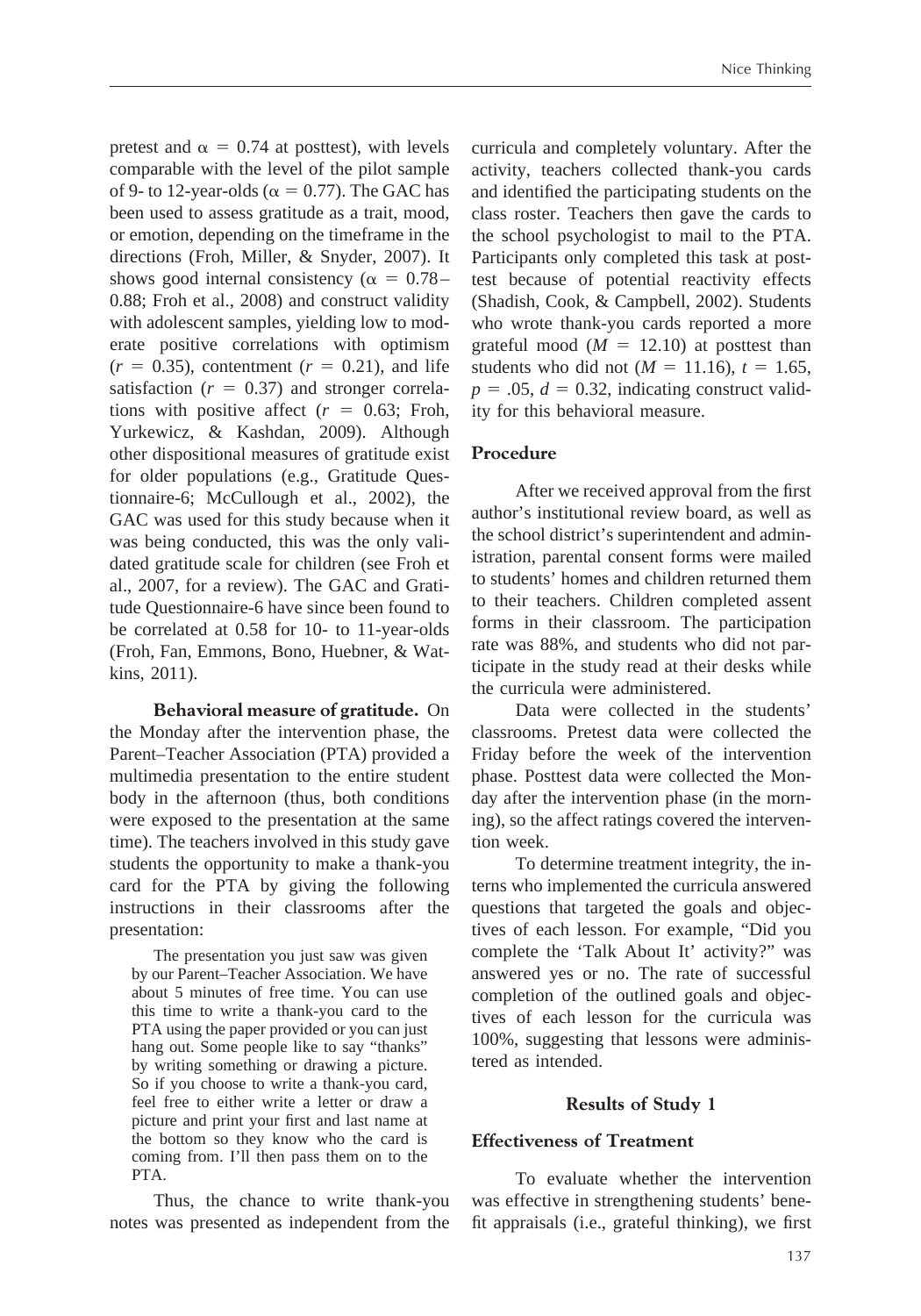pretest and $\alpha = 0.74$ at posttest), with levels comparable with the level of the pilot sample of 9- to 12-year-olds ($\alpha = 0.77$). The GAC has been used to assess gratitude as a trait, mood, or emotion, depending on the timeframe in the directions (Froh, Miller, & Snyder, 2007). It shows good internal consistency ($\alpha = 0.78$–$0.88$; Froh et al., 2008) and construct validity with adolescent samples, yielding low to moderate positive correlations with optimism ($r = 0.35$), contentment ($r = 0.21$), and life satisfaction ($r = 0.37$) and stronger correlations with positive affect ($r = 0.63$; Froh, Yurkewicz, & Kashdan, 2009). Although other dispositional measures of gratitude exist for older populations (e.g., Gratitude Questionnaire-6; McCullough et al., 2002), the GAC was used for this study because when it was being conducted, this was the only validated gratitude scale for children (see Froh et al., 2007, for a review). The GAC and Gratitude Questionnaire-6 have since been found to be correlated at 0.58 for 10- to 11-year-olds (Froh, Fan, Emmons, Bono, Huebner, & Watkins, 2011).

**Behavioral measure of gratitude.** On the Monday after the intervention phase, the Parent–Teacher Association (PTA) provided a multimedia presentation to the entire student body in the afternoon (thus, both conditions were exposed to the presentation at the same time). The teachers involved in this study gave students the opportunity to make a thank-you card for the PTA by giving the following instructions in their classrooms after the presentation:

> The presentation you just saw was given by our Parent–Teacher Association. We have about 5 minutes of free time. You can use this time to write a thank-you card to the PTA using the paper provided or you can just hang out. Some people like to say "thanks" by writing something or drawing a picture. So if you choose to write a thank-you card, feel free to either write a letter or draw a picture and print your first and last name at the bottom so they know who the card is coming from. I'll then pass them on to the PTA.

Thus, the chance to write thank-you notes was presented as independent from the curricula and completely voluntary. After the activity, teachers collected thank-you cards and identified the participating students on the class roster. Teachers then gave the cards to the school psychologist to mail to the PTA. Participants only completed this task at posttest because of potential reactivity effects (Shadish, Cook, & Campbell, 2002). Students who wrote thank-you cards reported a more grateful mood ($M = 12.10$) at posttest than students who did not ($M = 11.16$), $t = 1.65$, $p = .05$, $d = 0.32$, indicating construct validity for this behavioral measure.

### Procedure

After we received approval from the first author's institutional review board, as well as the school district's superintendent and administration, parental consent forms were mailed to students' homes and children returned them to their teachers. Children completed assent forms in their classroom. The participation rate was 88%, and students who did not participate in the study read at their desks while the curricula were administered.

Data were collected in the students' classrooms. Pretest data were collected the Friday before the week of the intervention phase. Posttest data were collected the Monday after the intervention phase (in the morning), so the affect ratings covered the intervention week.

To determine treatment integrity, the interns who implemented the curricula answered questions that targeted the goals and objectives of each lesson. For example, "Did you complete the 'Talk About It' activity?" was answered yes or no. The rate of successful completion of the outlined goals and objectives of each lesson for the curricula was 100%, suggesting that lessons were administered as intended.

## Results of Study 1

### Effectiveness of Treatment

To evaluate whether the intervention was effective in strengthening students' benefit appraisals (i.e., grateful thinking), we first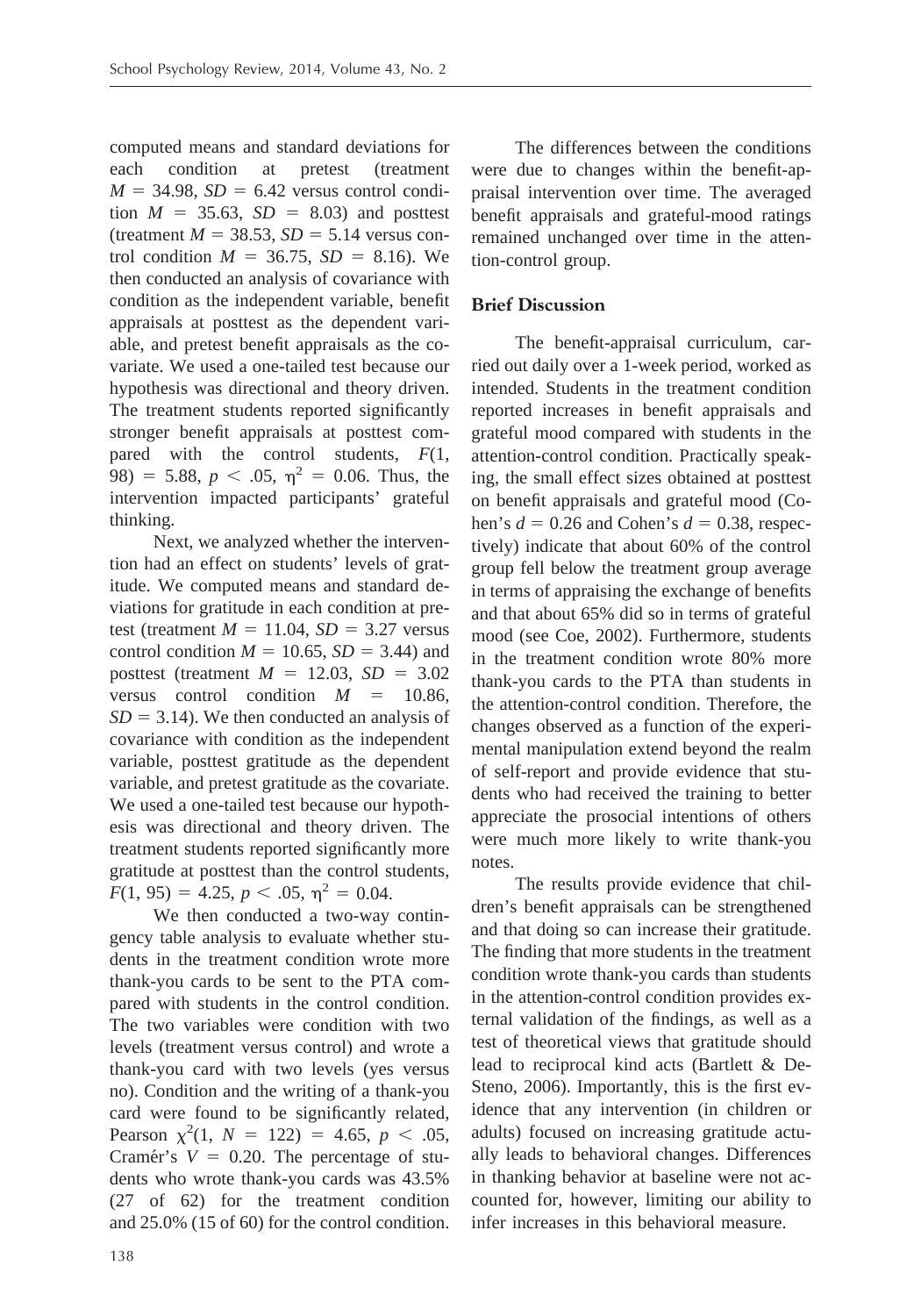computed means and standard deviations for each condition at pretest (treatment $M = 34.98$, $SD = 6.42$ versus control condition $M = 35.63$, $SD = 8.03$) and posttest (treatment $M = 38.53$, $SD = 5.14$ versus control condition $M = 36.75$, $SD = 8.16$). We then conducted an analysis of covariance with condition as the independent variable, benefit appraisals at posttest as the dependent variable, and pretest benefit appraisals as the covariate. We used a one-tailed test because our hypothesis was directional and theory driven. The treatment students reported significantly stronger benefit appraisals at posttest compared with the control students, $F(1, 98) = 5.88$, $p < .05$, $\eta^2 = 0.06$. Thus, the intervention impacted participants' grateful thinking.

Next, we analyzed whether the intervention had an effect on students' levels of gratitude. We computed means and standard deviations for gratitude in each condition at pretest (treatment $M = 11.04$, $SD = 3.27$ versus control condition $M = 10.65$, $SD = 3.44$) and posttest (treatment $M = 12.03$, $SD = 3.02$ versus control condition $M = 10.86$, $SD = 3.14$). We then conducted an analysis of covariance with condition as the independent variable, posttest gratitude as the dependent variable, and pretest gratitude as the covariate. We used a one-tailed test because our hypothesis was directional and theory driven. The treatment students reported significantly more gratitude at posttest than the control students, $F(1, 95) = 4.25$, $p < .05$, $\eta^2 = 0.04$.

We then conducted a two-way contingency table analysis to evaluate whether students in the treatment condition wrote more thank-you cards to be sent to the PTA compared with students in the control condition. The two variables were condition with two levels (treatment versus control) and wrote a thank-you card with two levels (yes versus no). Condition and the writing of a thank-you card were found to be significantly related, Pearson $\chi^2(1, N = 122) = 4.65$, $p < .05$, Cramér's $V = 0.20$. The percentage of students who wrote thank-you cards was 43.5% (27 of 62) for the treatment condition and 25.0% (15 of 60) for the control condition.

The differences between the conditions were due to changes within the benefit-appraisal intervention over time. The averaged benefit appraisals and grateful-mood ratings remained unchanged over time in the attention-control group.

### Brief Discussion

The benefit-appraisal curriculum, carried out daily over a 1-week period, worked as intended. Students in the treatment condition reported increases in benefit appraisals and grateful mood compared with students in the attention-control condition. Practically speaking, the small effect sizes obtained at posttest on benefit appraisals and grateful mood (Cohen's $d = 0.26$ and Cohen's $d = 0.38$, respectively) indicate that about 60% of the control group fell below the treatment group average in terms of appraising the exchange of benefits and that about 65% did so in terms of grateful mood (see Coe, 2002). Furthermore, students in the treatment condition wrote 80% more thank-you cards to the PTA than students in the attention-control condition. Therefore, the changes observed as a function of the experimental manipulation extend beyond the realm of self-report and provide evidence that students who had received the training to better appreciate the prosocial intentions of others were much more likely to write thank-you notes.

The results provide evidence that children's benefit appraisals can be strengthened and that doing so can increase their gratitude. The finding that more students in the treatment condition wrote thank-you cards than students in the attention-control condition provides external validation of the findings, as well as a test of theoretical views that gratitude should lead to reciprocal kind acts (Bartlett & DeSteno, 2006). Importantly, this is the first evidence that any intervention (in children or adults) focused on increasing gratitude actually leads to behavioral changes. Differences in thanking behavior at baseline were not accounted for, however, limiting our ability to infer increases in this behavioral measure.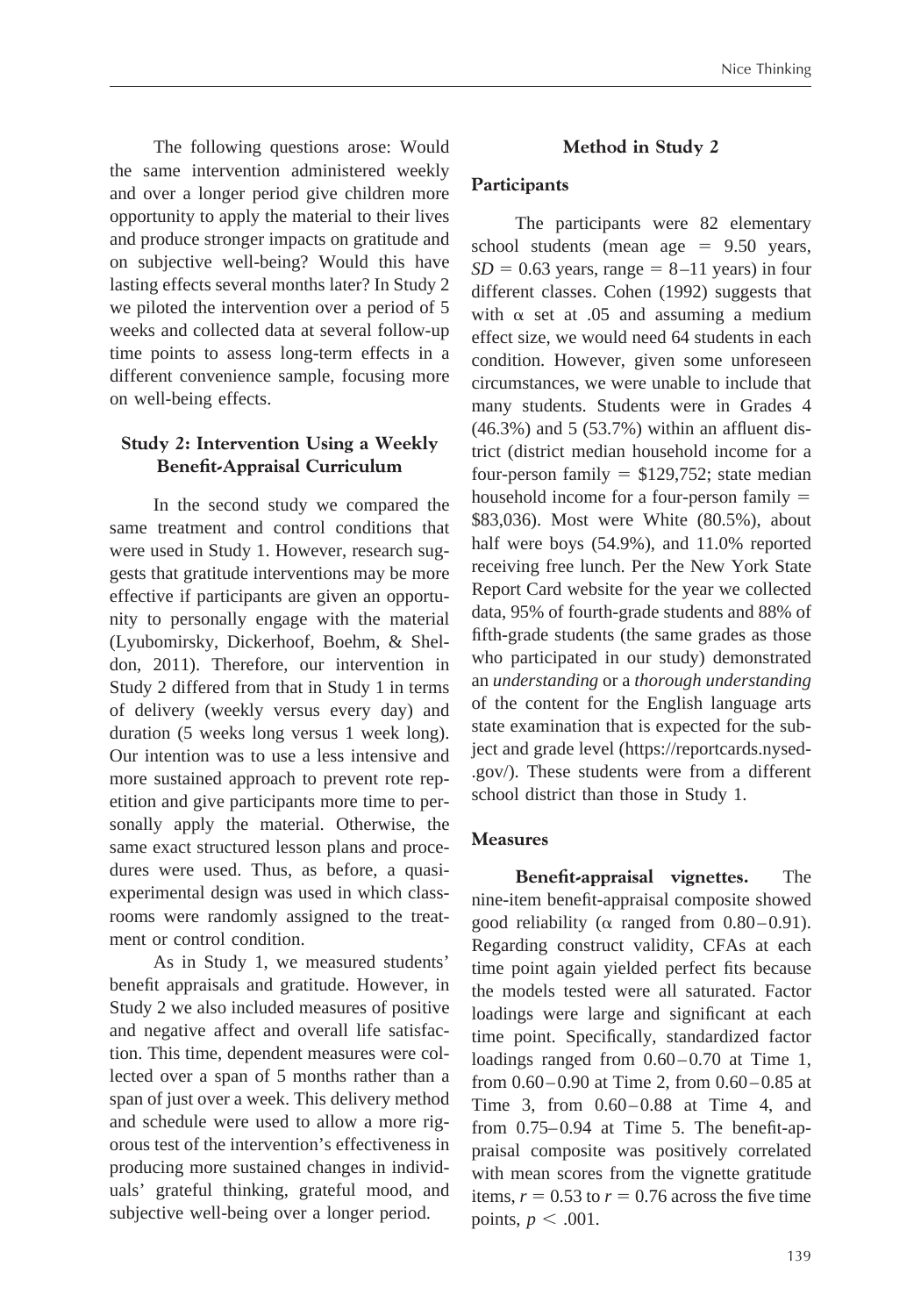The following questions arose: Would the same intervention administered weekly and over a longer period give children more opportunity to apply the material to their lives and produce stronger impacts on gratitude and on subjective well-being? Would this have lasting effects several months later? In Study 2 we piloted the intervention over a period of 5 weeks and collected data at several follow-up time points to assess long-term effects in a different convenience sample, focusing more on well-being effects.

## Study 2: Intervention Using a Weekly Benefit-Appraisal Curriculum

In the second study we compared the same treatment and control conditions that were used in Study 1. However, research suggests that gratitude interventions may be more effective if participants are given an opportunity to personally engage with the material (Lyubomirsky, Dickerhoof, Boehm, & Sheldon, 2011). Therefore, our intervention in Study 2 differed from that in Study 1 in terms of delivery (weekly versus every day) and duration (5 weeks long versus 1 week long). Our intention was to use a less intensive and more sustained approach to prevent rote repetition and give participants more time to personally apply the material. Otherwise, the same exact structured lesson plans and procedures were used. Thus, as before, a quasi-experimental design was used in which classrooms were randomly assigned to the treatment or control condition.

As in Study 1, we measured students' benefit appraisals and gratitude. However, in Study 2 we also included measures of positive and negative affect and overall life satisfaction. This time, dependent measures were collected over a span of 5 months rather than a span of just over a week. This delivery method and schedule were used to allow a more rigorous test of the intervention's effectiveness in producing more sustained changes in individuals' grateful thinking, grateful mood, and subjective well-being over a longer period.

## Method in Study 2

### Participants

The participants were 82 elementary school students (mean age = 9.50 years, $SD = 0.63$ years, range = 8–11 years) in four different classes. Cohen (1992) suggests that with $\alpha$ set at .05 and assuming a medium effect size, we would need 64 students in each condition. However, given some unforeseen circumstances, we were unable to include that many students. Students were in Grades 4 (46.3%) and 5 (53.7%) within an affluent district (district median household income for a four-person family = \$129,752; state median household income for a four-person family = \$83,036). Most were White (80.5%), about half were boys (54.9%), and 11.0% reported receiving free lunch. Per the New York State Report Card website for the year we collected data, 95% of fourth-grade students and 88% of fifth-grade students (the same grades as those who participated in our study) demonstrated an *understanding* or a *thorough understanding* of the content for the English language arts state examination that is expected for the subject and grade level (https://reportcards.nysed.gov/). These students were from a different school district than those in Study 1.

### Measures

**Benefit-appraisal vignettes.** The nine-item benefit-appraisal composite showed good reliability ($\alpha$ ranged from 0.80–0.91). Regarding construct validity, CFAs at each time point again yielded perfect fits because the models tested were all saturated. Factor loadings were large and significant at each time point. Specifically, standardized factor loadings ranged from 0.60–0.70 at Time 1, from 0.60–0.90 at Time 2, from 0.60–0.85 at Time 3, from 0.60–0.88 at Time 4, and from 0.75–0.94 at Time 5. The benefit-appraisal composite was positively correlated with mean scores from the vignette gratitude items, $r = 0.53$ to $r = 0.76$ across the five time points, $p < .001$.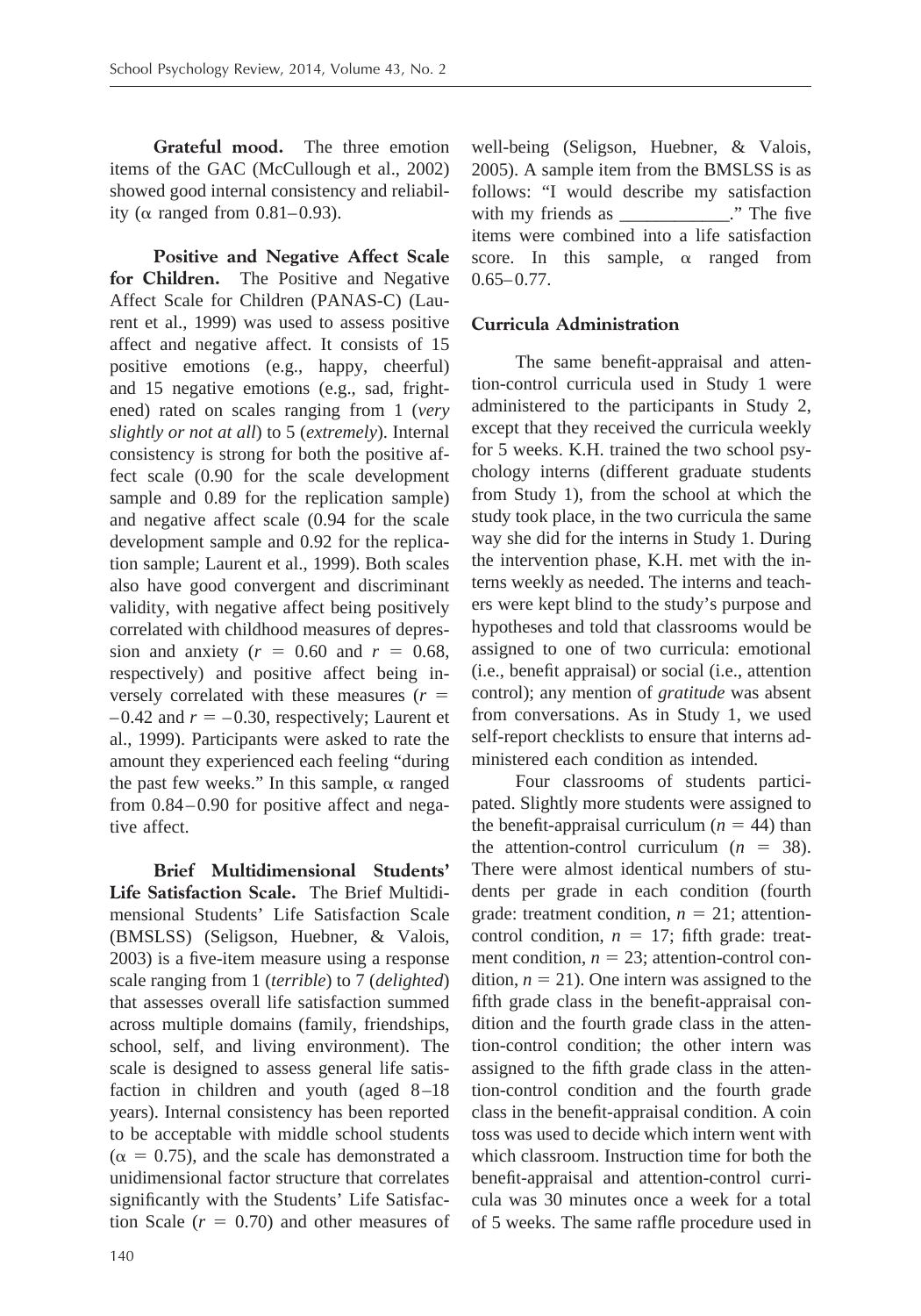**Grateful mood.** The three emotion items of the GAC (McCullough et al., 2002) showed good internal consistency and reliability ($\alpha$ ranged from 0.81–0.93).

**Positive and Negative Affect Scale for Children.** The Positive and Negative Affect Scale for Children (PANAS-C) (Laurent et al., 1999) was used to assess positive affect and negative affect. It consists of 15 positive emotions (e.g., happy, cheerful) and 15 negative emotions (e.g., sad, frightened) rated on scales ranging from 1 (*very slightly or not at all*) to 5 (*extremely*). Internal consistency is strong for both the positive affect scale (0.90 for the scale development sample and 0.89 for the replication sample) and negative affect scale (0.94 for the scale development sample and 0.92 for the replication sample; Laurent et al., 1999). Both scales also have good convergent and discriminant validity, with negative affect being positively correlated with childhood measures of depression and anxiety ($r = 0.60$ and $r = 0.68$, respectively) and positive affect being inversely correlated with these measures ($r = -0.42$ and $r = -0.30$, respectively; Laurent et al., 1999). Participants were asked to rate the amount they experienced each feeling "during the past few weeks." In this sample, $\alpha$ ranged from 0.84–0.90 for positive affect and negative affect.

**Brief Multidimensional Students' Life Satisfaction Scale.** The Brief Multidimensional Students' Life Satisfaction Scale (BMSLSS) (Seligson, Huebner, & Valois, 2003) is a five-item measure using a response scale ranging from 1 (*terrible*) to 7 (*delighted*) that assesses overall life satisfaction summed across multiple domains (family, friendships, school, self, and living environment). The scale is designed to assess general life satisfaction in children and youth (aged 8–18 years). Internal consistency has been reported to be acceptable with middle school students ($\alpha = 0.75$), and the scale has demonstrated a unidimensional factor structure that correlates significantly with the Students' Life Satisfaction Scale ($r = 0.70$) and other measures of well-being (Seligson, Huebner, & Valois, 2005). A sample item from the BMSLSS is as follows: "I would describe my satisfaction with my friends as ____________." The five items were combined into a life satisfaction score. In this sample, $\alpha$ ranged from 0.65–0.77.

### Curricula Administration

The same benefit-appraisal and attention-control curricula used in Study 1 were administered to the participants in Study 2, except that they received the curricula weekly for 5 weeks. K.H. trained the two school psychology interns (different graduate students from Study 1), from the school at which the study took place, in the two curricula the same way she did for the interns in Study 1. During the intervention phase, K.H. met with the interns weekly as needed. The interns and teachers were kept blind to the study's purpose and hypotheses and told that classrooms would be assigned to one of two curricula: emotional (i.e., benefit appraisal) or social (i.e., attention control); any mention of *gratitude* was absent from conversations. As in Study 1, we used self-report checklists to ensure that interns administered each condition as intended.

Four classrooms of students participated. Slightly more students were assigned to the benefit-appraisal curriculum ($n = 44$) than the attention-control curriculum ($n = 38$). There were almost identical numbers of students per grade in each condition (fourth grade: treatment condition, $n = 21$; attention-control condition, $n = 17$; fifth grade: treatment condition, $n = 23$; attention-control condition, $n = 21$). One intern was assigned to the fifth grade class in the benefit-appraisal condition and the fourth grade class in the attention-control condition; the other intern was assigned to the fifth grade class in the attention-control condition and the fourth grade class in the benefit-appraisal condition. A coin toss was used to decide which intern went with which classroom. Instruction time for both the benefit-appraisal and attention-control curricula was 30 minutes once a week for a total of 5 weeks. The same raffle procedure used in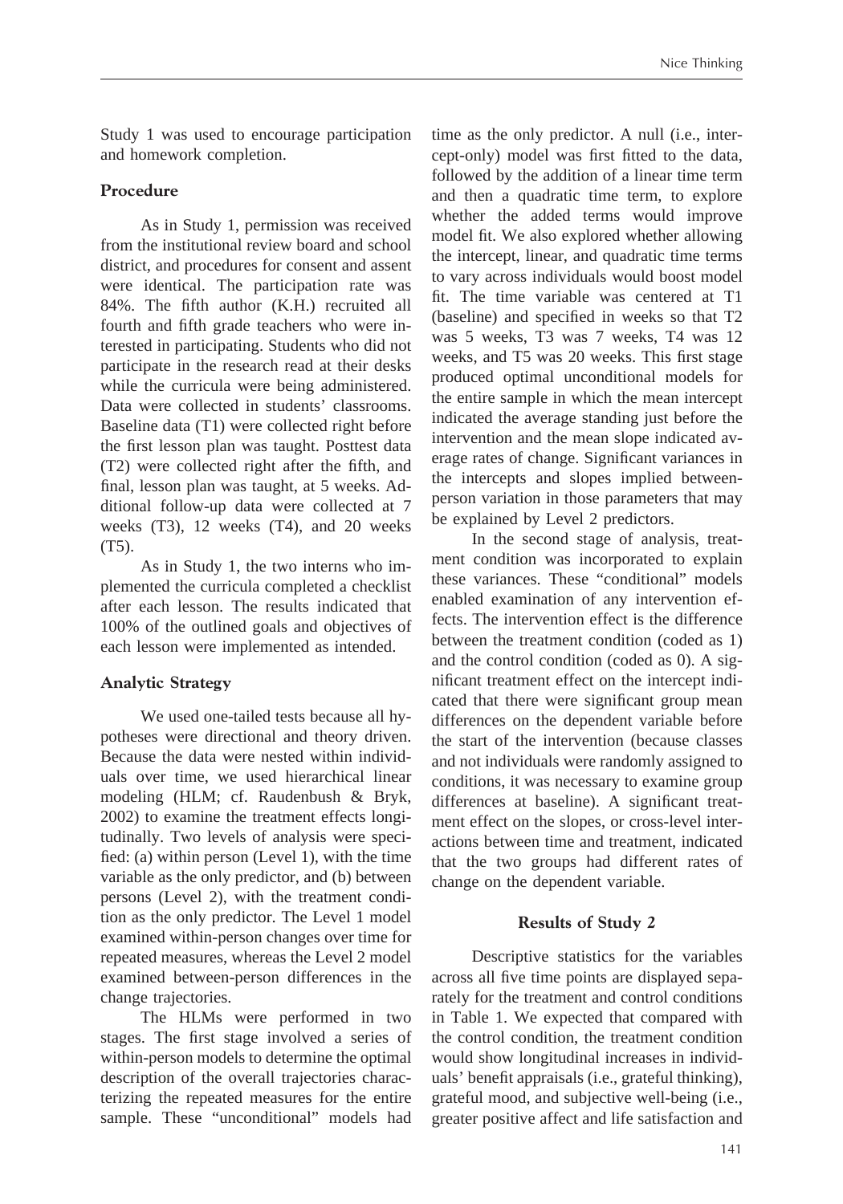Study 1 was used to encourage participation and homework completion.

### Procedure

As in Study 1, permission was received from the institutional review board and school district, and procedures for consent and assent were identical. The participation rate was 84%. The fifth author (K.H.) recruited all fourth and fifth grade teachers who were interested in participating. Students who did not participate in the research read at their desks while the curricula were being administered. Data were collected in students' classrooms. Baseline data (T1) were collected right before the first lesson plan was taught. Posttest data (T2) were collected right after the fifth, and final, lesson plan was taught, at 5 weeks. Additional follow-up data were collected at 7 weeks (T3), 12 weeks (T4), and 20 weeks (T5).

As in Study 1, the two interns who implemented the curricula completed a checklist after each lesson. The results indicated that 100% of the outlined goals and objectives of each lesson were implemented as intended.

### Analytic Strategy

We used one-tailed tests because all hypotheses were directional and theory driven. Because the data were nested within individuals over time, we used hierarchical linear modeling (HLM; cf. Raudenbush & Bryk, 2002) to examine the treatment effects longitudinally. Two levels of analysis were specified: (a) within person (Level 1), with the time variable as the only predictor, and (b) between persons (Level 2), with the treatment condition as the only predictor. The Level 1 model examined within-person changes over time for repeated measures, whereas the Level 2 model examined between-person differences in the change trajectories.

The HLMs were performed in two stages. The first stage involved a series of within-person models to determine the optimal description of the overall trajectories characterizing the repeated measures for the entire sample. These "unconditional" models had time as the only predictor. A null (i.e., intercept-only) model was first fitted to the data, followed by the addition of a linear time term and then a quadratic time term, to explore whether the added terms would improve model fit. We also explored whether allowing the intercept, linear, and quadratic time terms to vary across individuals would boost model fit. The time variable was centered at T1 (baseline) and specified in weeks so that T2 was 5 weeks, T3 was 7 weeks, T4 was 12 weeks, and T5 was 20 weeks. This first stage produced optimal unconditional models for the entire sample in which the mean intercept indicated the average standing just before the intervention and the mean slope indicated average rates of change. Significant variances in the intercepts and slopes implied between-person variation in those parameters that may be explained by Level 2 predictors.

In the second stage of analysis, treatment condition was incorporated to explain these variances. These "conditional" models enabled examination of any intervention effects. The intervention effect is the difference between the treatment condition (coded as 1) and the control condition (coded as 0). A significant treatment effect on the intercept indicated that there were significant group mean differences on the dependent variable before the start of the intervention (because classes and not individuals were randomly assigned to conditions, it was necessary to examine group differences at baseline). A significant treatment effect on the slopes, or cross-level interactions between time and treatment, indicated that the two groups had different rates of change on the dependent variable.

## Results of Study 2

Descriptive statistics for the variables across all five time points are displayed separately for the treatment and control conditions in Table 1. We expected that compared with the control condition, the treatment condition would show longitudinal increases in individuals' benefit appraisals (i.e., grateful thinking), grateful mood, and subjective well-being (i.e., greater positive affect and life satisfaction and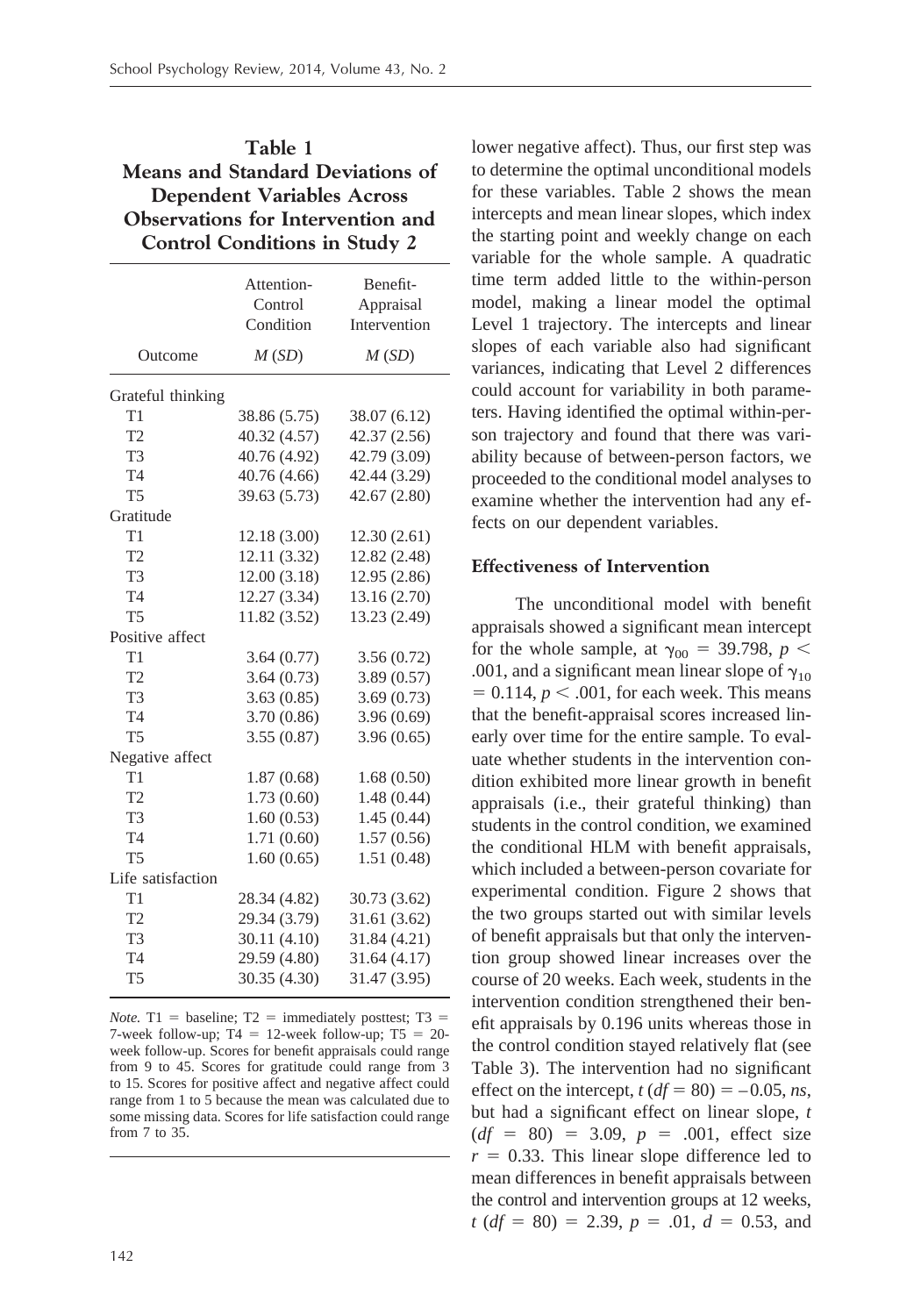**Table 1**
**Means and Standard Deviations of Dependent Variables Across Observations for Intervention and Control Conditions in Study 2**

| Outcome | Attention-Control Condition *M* (*SD*) | Benefit-Appraisal Intervention *M* (*SD*) |
|---|---|---|
| Grateful thinking | | |
| T1 | 38.86 (5.75) | 38.07 (6.12) |
| T2 | 40.32 (4.57) | 42.37 (2.56) |
| T3 | 40.76 (4.92) | 42.79 (3.09) |
| T4 | 40.76 (4.66) | 42.44 (3.29) |
| T5 | 39.63 (5.73) | 42.67 (2.80) |
| Gratitude | | |
| T1 | 12.18 (3.00) | 12.30 (2.61) |
| T2 | 12.11 (3.32) | 12.82 (2.48) |
| T3 | 12.00 (3.18) | 12.95 (2.86) |
| T4 | 12.27 (3.34) | 13.16 (2.70) |
| T5 | 11.82 (3.52) | 13.23 (2.49) |
| Positive affect | | |
| T1 | 3.64 (0.77) | 3.56 (0.72) |
| T2 | 3.64 (0.73) | 3.89 (0.57) |
| T3 | 3.63 (0.85) | 3.69 (0.73) |
| T4 | 3.70 (0.86) | 3.96 (0.69) |
| T5 | 3.55 (0.87) | 3.96 (0.65) |
| Negative affect | | |
| T1 | 1.87 (0.68) | 1.68 (0.50) |
| T2 | 1.73 (0.60) | 1.48 (0.44) |
| T3 | 1.60 (0.53) | 1.45 (0.44) |
| T4 | 1.71 (0.60) | 1.57 (0.56) |
| T5 | 1.60 (0.65) | 1.51 (0.48) |
| Life satisfaction | | |
| T1 | 28.34 (4.82) | 30.73 (3.62) |
| T2 | 29.34 (3.79) | 31.61 (3.62) |
| T3 | 30.11 (4.10) | 31.84 (4.21) |
| T4 | 29.59 (4.80) | 31.64 (4.17) |
| T5 | 30.35 (4.30) | 31.47 (3.95) |

*Note.* T1 = baseline; T2 = immediately posttest; T3 = 7-week follow-up; T4 = 12-week follow-up; T5 = 20-week follow-up. Scores for benefit appraisals could range from 9 to 45. Scores for gratitude could range from 3 to 15. Scores for positive affect and negative affect could range from 1 to 5 because the mean was calculated due to some missing data. Scores for life satisfaction could range from 7 to 35.

lower negative affect). Thus, our first step was to determine the optimal unconditional models for these variables. Table 2 shows the mean intercepts and mean linear slopes, which index the starting point and weekly change on each variable for the whole sample. A quadratic time term added little to the within-person model, making a linear model the optimal Level 1 trajectory. The intercepts and linear slopes of each variable also had significant variances, indicating that Level 2 differences could account for variability in both parameters. Having identified the optimal within-person trajectory and found that there was variability because of between-person factors, we proceeded to the conditional model analyses to examine whether the intervention had any effects on our dependent variables.

### Effectiveness of Intervention

The unconditional model with benefit appraisals showed a significant mean intercept for the whole sample, at $\gamma_{00} = 39.798$, $p < .001$, and a significant mean linear slope of $\gamma_{10} = 0.114$, $p < .001$, for each week. This means that the benefit-appraisal scores increased linearly over time for the entire sample. To evaluate whether students in the intervention condition exhibited more linear growth in benefit appraisals (i.e., their grateful thinking) than students in the control condition, we examined the conditional HLM with benefit appraisals, which included a between-person covariate for experimental condition. Figure 2 shows that the two groups started out with similar levels of benefit appraisals but that only the intervention group showed linear increases over the course of 20 weeks. Each week, students in the intervention condition strengthened their benefit appraisals by 0.196 units whereas those in the control condition stayed relatively flat (see Table 3). The intervention had no significant effect on the intercept, $t\ (df = 80) = -0.05$, *ns*, but had a significant effect on linear slope, $t\ (df = 80) = 3.09$, $p = .001$, effect size $r = 0.33$. This linear slope difference led to mean differences in benefit appraisals between the control and intervention groups at 12 weeks, $t\ (df = 80) = 2.39$, $p = .01$, $d = 0.53$, and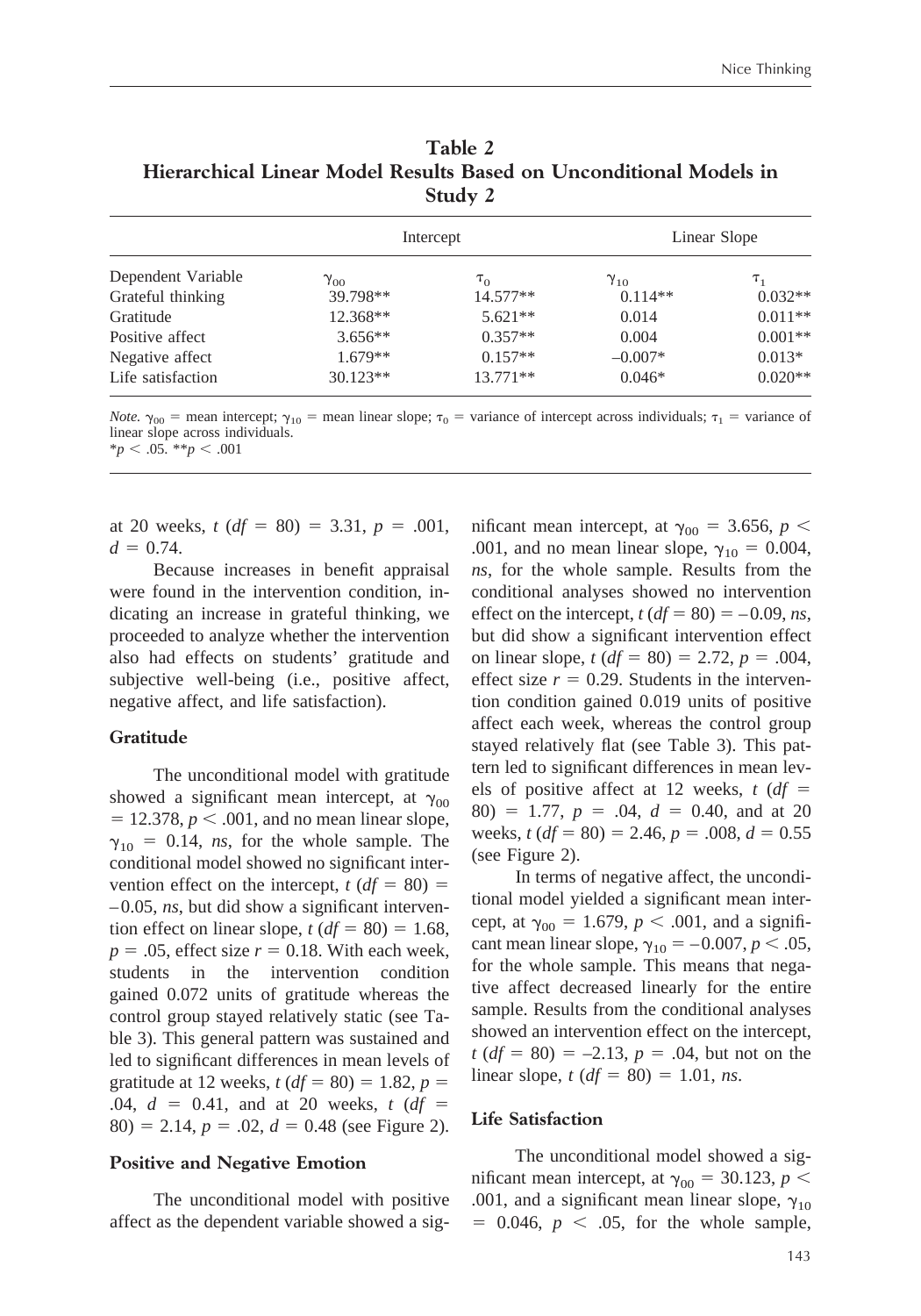**Table 2**
**Hierarchical Linear Model Results Based on Unconditional Models in Study 2**

| | Intercept | | Linear Slope | |
|---|---|---|---|---|
| Dependent Variable | $\gamma_{00}$ | $\tau_0$ | $\gamma_{10}$ | $\tau_1$ |
| Grateful thinking | 39.798** | 14.577** | 0.114** | 0.032** |
| Gratitude | 12.368** | 5.621** | 0.014 | 0.011** |
| Positive affect | 3.656** | 0.357** | 0.004 | 0.001** |
| Negative affect | 1.679** | 0.157** | –0.007* | 0.013* |
| Life satisfaction | 30.123** | 13.771** | 0.046* | 0.020** |

*Note.* $\gamma_{00}$ = mean intercept; $\gamma_{10}$ = mean linear slope; $\tau_0$ = variance of intercept across individuals; $\tau_1$ = variance of linear slope across individuals.
\*$p < .05$. \*\*$p < .001$

at 20 weeks, $t$ ($df$ = 80) = 3.31, $p$ = .001, $d$ = 0.74.

Because increases in benefit appraisal were found in the intervention condition, indicating an increase in grateful thinking, we proceeded to analyze whether the intervention also had effects on students' gratitude and subjective well-being (i.e., positive affect, negative affect, and life satisfaction).

### Gratitude

The unconditional model with gratitude showed a significant mean intercept, at $\gamma_{00}$ = 12.378, $p < .001$, and no mean linear slope, $\gamma_{10}$ = 0.14, *ns*, for the whole sample. The conditional model showed no significant intervention effect on the intercept, $t$ ($df$ = 80) = –0.05, *ns*, but did show a significant intervention effect on linear slope, $t$ ($df$ = 80) = 1.68, $p$ = .05, effect size $r$ = 0.18. With each week, students in the intervention condition gained 0.072 units of gratitude whereas the control group stayed relatively static (see Table 3). This general pattern was sustained and led to significant differences in mean levels of gratitude at 12 weeks, $t$ ($df$ = 80) = 1.82, $p$ = .04, $d$ = 0.41, and at 20 weeks, $t$ ($df$ = 80) = 2.14, $p$ = .02, $d$ = 0.48 (see Figure 2).

### Positive and Negative Emotion

The unconditional model with positive affect as the dependent variable showed a significant mean intercept, at $\gamma_{00}$ = 3.656, $p <$ .001, and no mean linear slope, $\gamma_{10}$ = 0.004, *ns*, for the whole sample. Results from the conditional analyses showed no intervention effect on the intercept, $t$ ($df$ = 80) = –0.09, *ns*, but did show a significant intervention effect on linear slope, $t$ ($df$ = 80) = 2.72, $p$ = .004, effect size $r$ = 0.29. Students in the intervention condition gained 0.019 units of positive affect each week, whereas the control group stayed relatively flat (see Table 3). This pattern led to significant differences in mean levels of positive affect at 12 weeks, $t$ ($df$ = 80) = 1.77, $p$ = .04, $d$ = 0.40, and at 20 weeks, $t$ ($df$ = 80) = 2.46, $p$ = .008, $d$ = 0.55 (see Figure 2).

In terms of negative affect, the unconditional model yielded a significant mean intercept, at $\gamma_{00}$ = 1.679, $p < .001$, and a significant mean linear slope, $\gamma_{10}$ = –0.007, $p < .05$, for the whole sample. This means that negative affect decreased linearly for the entire sample. Results from the conditional analyses showed an intervention effect on the intercept, $t$ ($df$ = 80) = –2.13, $p$ = .04, but not on the linear slope, $t$ ($df$ = 80) = 1.01, *ns*.

### Life Satisfaction

The unconditional model showed a significant mean intercept, at $\gamma_{00}$ = 30.123, $p <$ .001, and a significant mean linear slope, $\gamma_{10}$ = 0.046, $p < .05$, for the whole sample,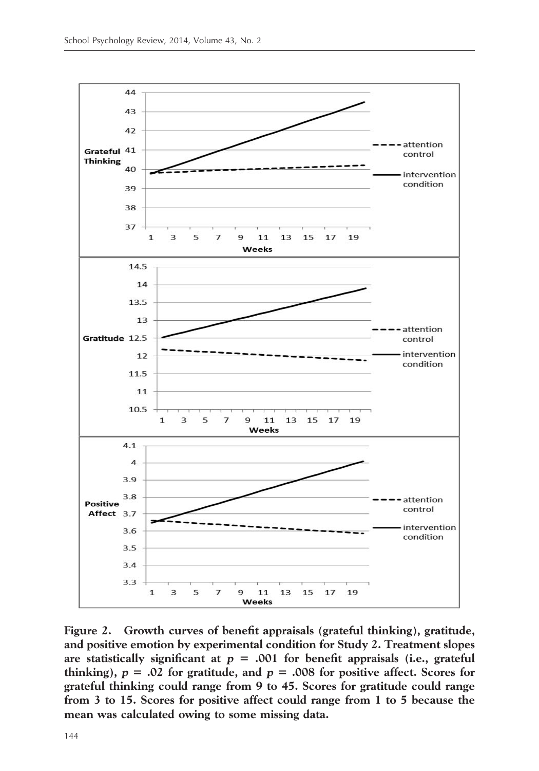**Figure 2. Growth curves of benefit appraisals (grateful thinking), gratitude, and positive emotion by experimental condition for Study 2. Treatment slopes are statistically significant at $p = .001$ for benefit appraisals (i.e., grateful thinking), $p = .02$ for gratitude, and $p = .008$ for positive affect. Scores for grateful thinking could range from 9 to 45. Scores for gratitude could range from 3 to 15. Scores for positive affect could range from 1 to 5 because the mean was calculated owing to some missing data.**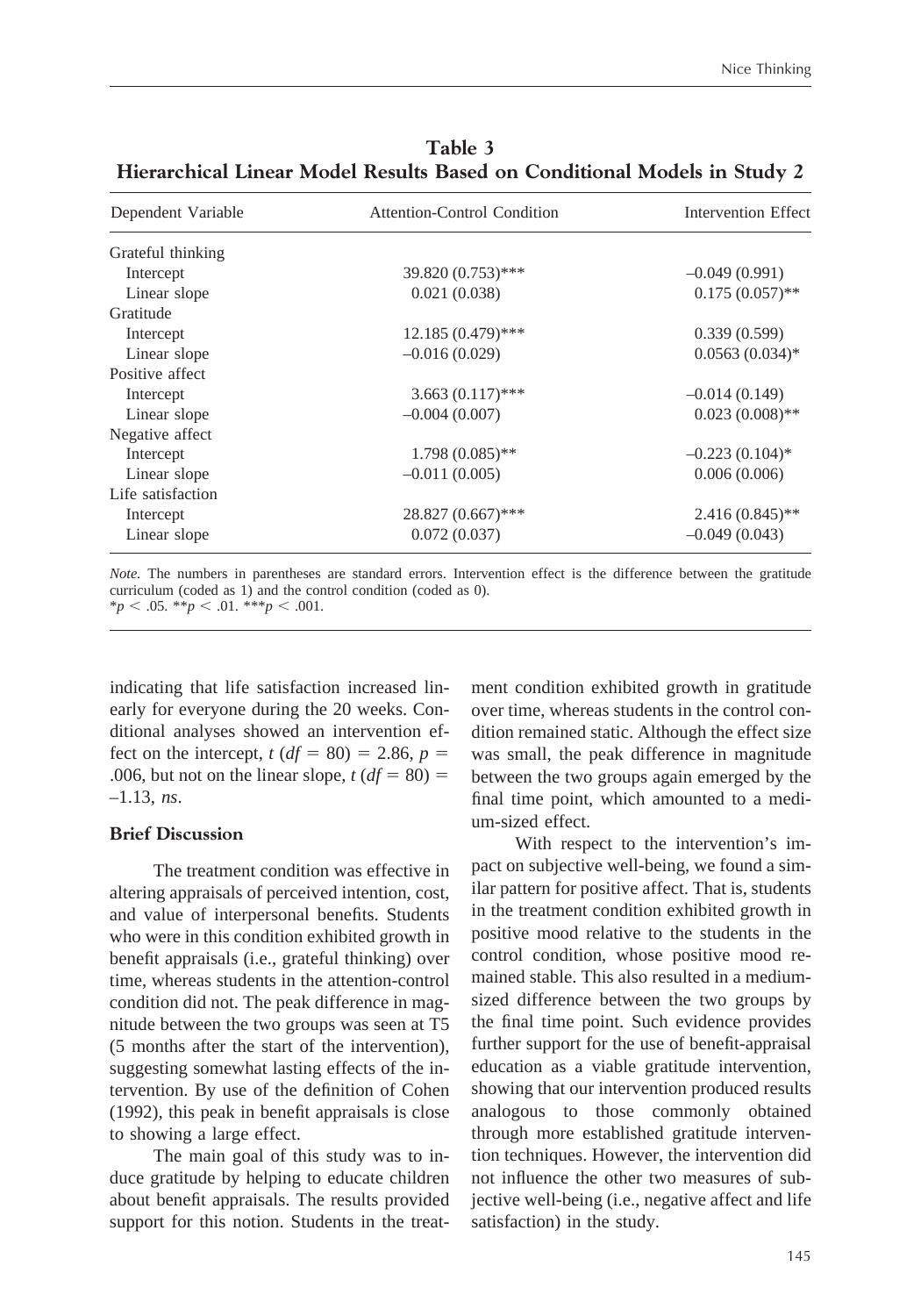**Table 3**
**Hierarchical Linear Model Results Based on Conditional Models in Study 2**

| Dependent Variable | Attention-Control Condition | Intervention Effect |
|---|---|---|
| Grateful thinking | | |
| Intercept | 39.820 (0.753)*** | –0.049 (0.991) |
| Linear slope | 0.021 (0.038) | 0.175 (0.057)** |
| Gratitude | | |
| Intercept | 12.185 (0.479)*** | 0.339 (0.599) |
| Linear slope | –0.016 (0.029) | 0.0563 (0.034)* |
| Positive affect | | |
| Intercept | 3.663 (0.117)*** | –0.014 (0.149) |
| Linear slope | –0.004 (0.007) | 0.023 (0.008)** |
| Negative affect | | |
| Intercept | 1.798 (0.085)** | –0.223 (0.104)* |
| Linear slope | –0.011 (0.005) | 0.006 (0.006) |
| Life satisfaction | | |
| Intercept | 28.827 (0.667)*** | 2.416 (0.845)** |
| Linear slope | 0.072 (0.037) | –0.049 (0.043) |

*Note.* The numbers in parentheses are standard errors. Intervention effect is the difference between the gratitude curriculum (coded as 1) and the control condition (coded as 0).
$^{*}p < .05$. $^{**}p < .01$. $^{***}p < .001$.

indicating that life satisfaction increased linearly for everyone during the 20 weeks. Conditional analyses showed an intervention effect on the intercept, $t$ ($df$ = 80) = 2.86, $p$ = .006, but not on the linear slope, $t$ ($df$ = 80) = –1.13, *ns*.

### Brief Discussion

The treatment condition was effective in altering appraisals of perceived intention, cost, and value of interpersonal benefits. Students who were in this condition exhibited growth in benefit appraisals (i.e., grateful thinking) over time, whereas students in the attention-control condition did not. The peak difference in magnitude between the two groups was seen at T5 (5 months after the start of the intervention), suggesting somewhat lasting effects of the intervention. By use of the definition of Cohen (1992), this peak in benefit appraisals is close to showing a large effect.

The main goal of this study was to induce gratitude by helping to educate children about benefit appraisals. The results provided support for this notion. Students in the treatment condition exhibited growth in gratitude over time, whereas students in the control condition remained static. Although the effect size was small, the peak difference in magnitude between the two groups again emerged by the final time point, which amounted to a medium-sized effect.

With respect to the intervention's impact on subjective well-being, we found a similar pattern for positive affect. That is, students in the treatment condition exhibited growth in positive mood relative to the students in the control condition, whose positive mood remained stable. This also resulted in a medium-sized difference between the two groups by the final time point. Such evidence provides further support for the use of benefit-appraisal education as a viable gratitude intervention, showing that our intervention produced results analogous to those commonly obtained through more established gratitude intervention techniques. However, the intervention did not influence the other two measures of subjective well-being (i.e., negative affect and life satisfaction) in the study.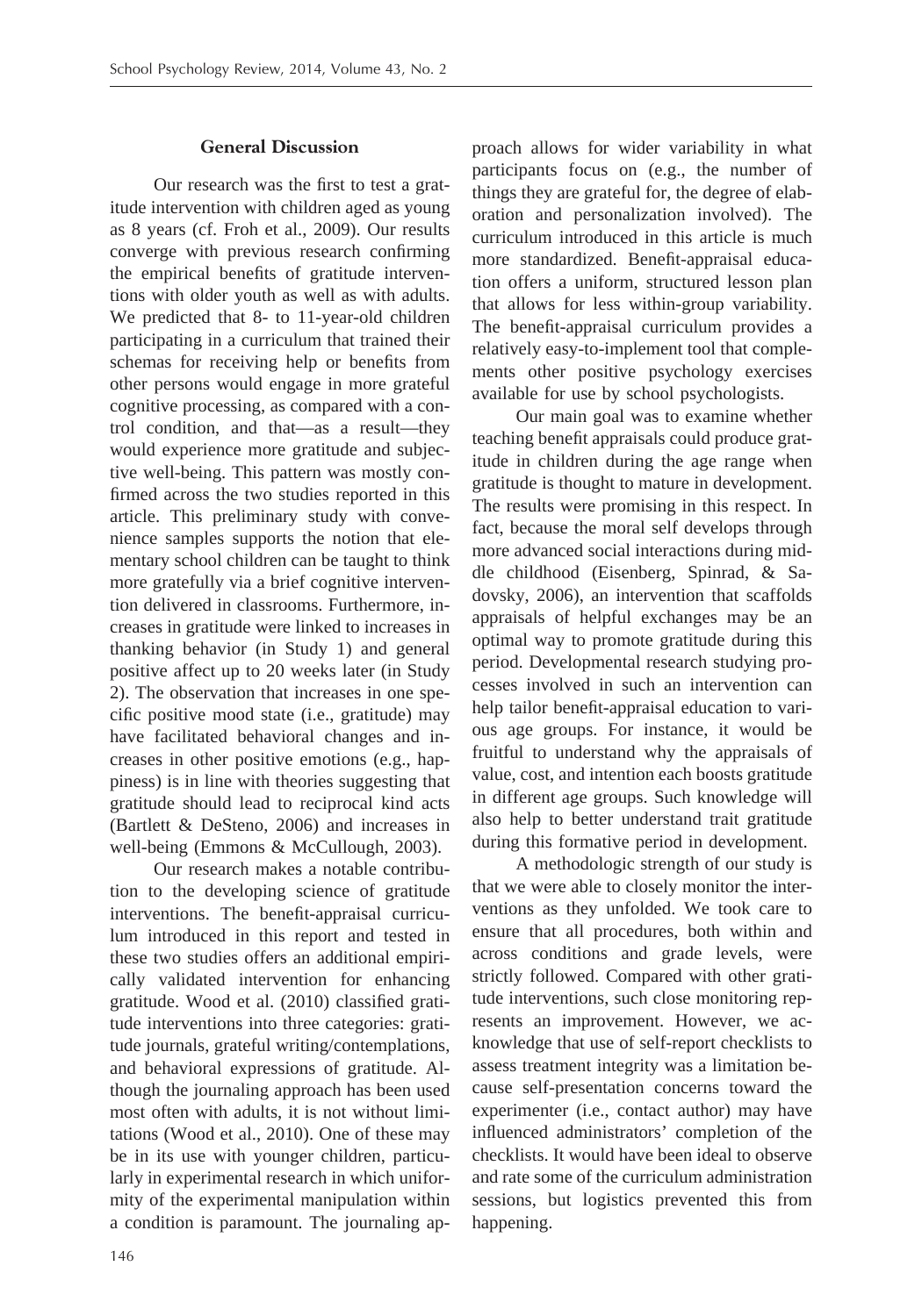## General Discussion

Our research was the first to test a gratitude intervention with children aged as young as 8 years (cf. Froh et al., 2009). Our results converge with previous research confirming the empirical benefits of gratitude interventions with older youth as well as with adults. We predicted that 8- to 11-year-old children participating in a curriculum that trained their schemas for receiving help or benefits from other persons would engage in more grateful cognitive processing, as compared with a control condition, and that—as a result—they would experience more gratitude and subjective well-being. This pattern was mostly confirmed across the two studies reported in this article. This preliminary study with convenience samples supports the notion that elementary school children can be taught to think more gratefully via a brief cognitive intervention delivered in classrooms. Furthermore, increases in gratitude were linked to increases in thanking behavior (in Study 1) and general positive affect up to 20 weeks later (in Study 2). The observation that increases in one specific positive mood state (i.e., gratitude) may have facilitated behavioral changes and increases in other positive emotions (e.g., happiness) is in line with theories suggesting that gratitude should lead to reciprocal kind acts (Bartlett & DeSteno, 2006) and increases in well-being (Emmons & McCullough, 2003).

Our research makes a notable contribution to the developing science of gratitude interventions. The benefit-appraisal curriculum introduced in this report and tested in these two studies offers an additional empirically validated intervention for enhancing gratitude. Wood et al. (2010) classified gratitude interventions into three categories: gratitude journals, grateful writing/contemplations, and behavioral expressions of gratitude. Although the journaling approach has been used most often with adults, it is not without limitations (Wood et al., 2010). One of these may be in its use with younger children, particularly in experimental research in which uniformity of the experimental manipulation within a condition is paramount. The journaling approach allows for wider variability in what participants focus on (e.g., the number of things they are grateful for, the degree of elaboration and personalization involved). The curriculum introduced in this article is much more standardized. Benefit-appraisal education offers a uniform, structured lesson plan that allows for less within-group variability. The benefit-appraisal curriculum provides a relatively easy-to-implement tool that complements other positive psychology exercises available for use by school psychologists.

Our main goal was to examine whether teaching benefit appraisals could produce gratitude in children during the age range when gratitude is thought to mature in development. The results were promising in this respect. In fact, because the moral self develops through more advanced social interactions during middle childhood (Eisenberg, Spinrad, & Sadovsky, 2006), an intervention that scaffolds appraisals of helpful exchanges may be an optimal way to promote gratitude during this period. Developmental research studying processes involved in such an intervention can help tailor benefit-appraisal education to various age groups. For instance, it would be fruitful to understand why the appraisals of value, cost, and intention each boosts gratitude in different age groups. Such knowledge will also help to better understand trait gratitude during this formative period in development.

A methodologic strength of our study is that we were able to closely monitor the interventions as they unfolded. We took care to ensure that all procedures, both within and across conditions and grade levels, were strictly followed. Compared with other gratitude interventions, such close monitoring represents an improvement. However, we acknowledge that use of self-report checklists to assess treatment integrity was a limitation because self-presentation concerns toward the experimenter (i.e., contact author) may have influenced administrators' completion of the checklists. It would have been ideal to observe and rate some of the curriculum administration sessions, but logistics prevented this from happening.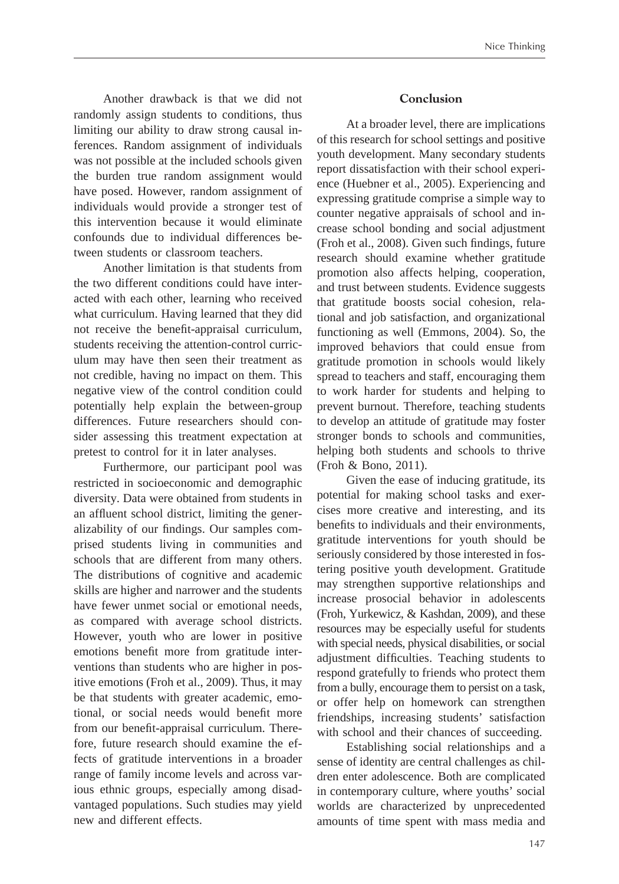Another drawback is that we did not randomly assign students to conditions, thus limiting our ability to draw strong causal inferences. Random assignment of individuals was not possible at the included schools given the burden true random assignment would have posed. However, random assignment of individuals would provide a stronger test of this intervention because it would eliminate confounds due to individual differences between students or classroom teachers.

Another limitation is that students from the two different conditions could have interacted with each other, learning who received what curriculum. Having learned that they did not receive the benefit-appraisal curriculum, students receiving the attention-control curriculum may have then seen their treatment as not credible, having no impact on them. This negative view of the control condition could potentially help explain the between-group differences. Future researchers should consider assessing this treatment expectation at pretest to control for it in later analyses.

Furthermore, our participant pool was restricted in socioeconomic and demographic diversity. Data were obtained from students in an affluent school district, limiting the generalizability of our findings. Our samples comprised students living in communities and schools that are different from many others. The distributions of cognitive and academic skills are higher and narrower and the students have fewer unmet social or emotional needs, as compared with average school districts. However, youth who are lower in positive emotions benefit more from gratitude interventions than students who are higher in positive emotions (Froh et al., 2009). Thus, it may be that students with greater academic, emotional, or social needs would benefit more from our benefit-appraisal curriculum. Therefore, future research should examine the effects of gratitude interventions in a broader range of family income levels and across various ethnic groups, especially among disadvantaged populations. Such studies may yield new and different effects.

## Conclusion

At a broader level, there are implications of this research for school settings and positive youth development. Many secondary students report dissatisfaction with their school experience (Huebner et al., 2005). Experiencing and expressing gratitude comprise a simple way to counter negative appraisals of school and increase school bonding and social adjustment (Froh et al., 2008). Given such findings, future research should examine whether gratitude promotion also affects helping, cooperation, and trust between students. Evidence suggests that gratitude boosts social cohesion, relational and job satisfaction, and organizational functioning as well (Emmons, 2004). So, the improved behaviors that could ensue from gratitude promotion in schools would likely spread to teachers and staff, encouraging them to work harder for students and helping to prevent burnout. Therefore, teaching students to develop an attitude of gratitude may foster stronger bonds to schools and communities, helping both students and schools to thrive (Froh & Bono, 2011).

Given the ease of inducing gratitude, its potential for making school tasks and exercises more creative and interesting, and its benefits to individuals and their environments, gratitude interventions for youth should be seriously considered by those interested in fostering positive youth development. Gratitude may strengthen supportive relationships and increase prosocial behavior in adolescents (Froh, Yurkewicz, & Kashdan, 2009), and these resources may be especially useful for students with special needs, physical disabilities, or social adjustment difficulties. Teaching students to respond gratefully to friends who protect them from a bully, encourage them to persist on a task, or offer help on homework can strengthen friendships, increasing students' satisfaction with school and their chances of succeeding.

Establishing social relationships and a sense of identity are central challenges as children enter adolescence. Both are complicated in contemporary culture, where youths' social worlds are characterized by unprecedented amounts of time spent with mass media and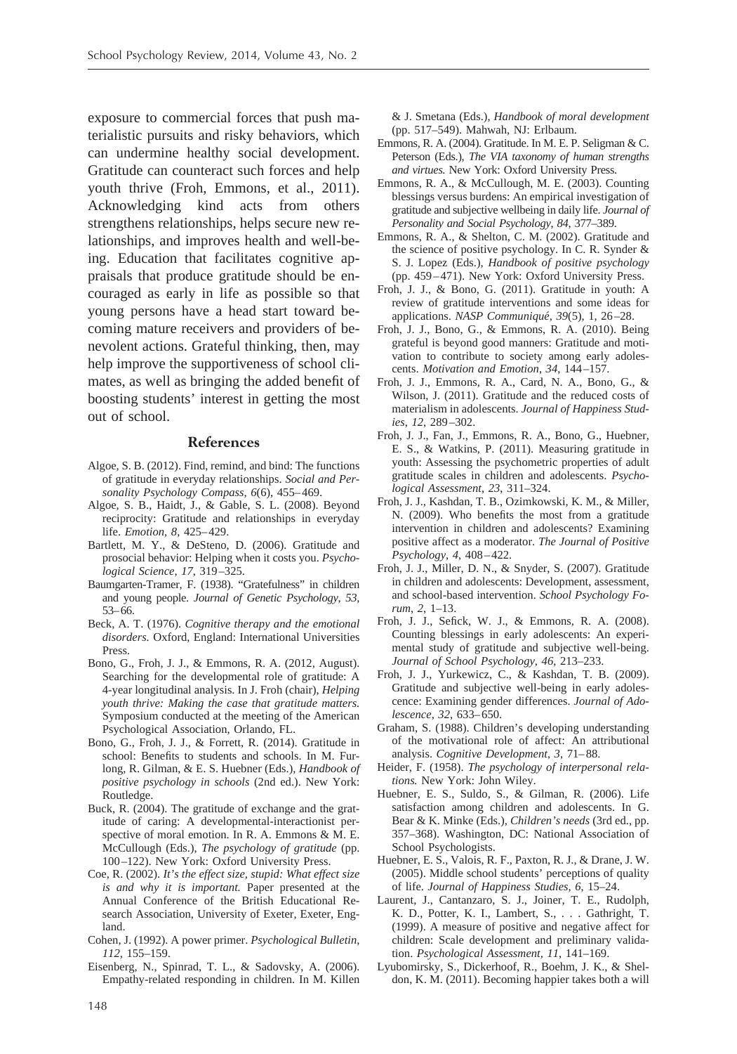exposure to commercial forces that push materialistic pursuits and risky behaviors, which can undermine healthy social development. Gratitude can counteract such forces and help youth thrive (Froh, Emmons, et al., 2011). Acknowledging kind acts from others strengthens relationships, helps secure new relationships, and improves health and well-being. Education that facilitates cognitive appraisals that produce gratitude should be encouraged as early in life as possible so that young persons have a head start toward becoming mature receivers and providers of benevolent actions. Grateful thinking, then, may help improve the supportiveness of school climates, as well as bringing the added benefit of boosting students' interest in getting the most out of school.

## References

Algoe, S. B. (2012). Find, remind, and bind: The functions of gratitude in everyday relationships. *Social and Personality Psychology Compass, 6*(6), 455–469.

Algoe, S. B., Haidt, J., & Gable, S. L. (2008). Beyond reciprocity: Gratitude and relationships in everyday life. *Emotion, 8*, 425–429.

Bartlett, M. Y., & DeSteno, D. (2006). Gratitude and prosocial behavior: Helping when it costs you. *Psychological Science, 17*, 319–325.

Baumgarten-Tramer, F. (1938). "Gratefulness" in children and young people. *Journal of Genetic Psychology, 53*, 53–66.

Beck, A. T. (1976). *Cognitive therapy and the emotional disorders.* Oxford, England: International Universities Press.

Bono, G., Froh, J. J., & Emmons, R. A. (2012, August). Searching for the developmental role of gratitude: A 4-year longitudinal analysis. In J. Froh (chair), *Helping youth thrive: Making the case that gratitude matters.* Symposium conducted at the meeting of the American Psychological Association, Orlando, FL.

Bono, G., Froh, J. J., & Forrett, R. (2014). Gratitude in school: Benefits to students and schools. In M. Furlong, R. Gilman, & E. S. Huebner (Eds.), *Handbook of positive psychology in schools* (2nd ed.). New York: Routledge.

Buck, R. (2004). The gratitude of exchange and the gratitude of caring: A developmental-interactionist perspective of moral emotion. In R. A. Emmons & M. E. McCullough (Eds.), *The psychology of gratitude* (pp. 100–122). New York: Oxford University Press.

Coe, R. (2002). *It's the effect size, stupid: What effect size is and why it is important.* Paper presented at the Annual Conference of the British Educational Research Association, University of Exeter, Exeter, England.

Cohen, J. (1992). A power primer. *Psychological Bulletin, 112*, 155–159.

Eisenberg, N., Spinrad, T. L., & Sadovsky, A. (2006). Empathy-related responding in children. In M. Killen & J. Smetana (Eds.), *Handbook of moral development* (pp. 517–549). Mahwah, NJ: Erlbaum.

Emmons, R. A. (2004). Gratitude. In M. E. P. Seligman & C. Peterson (Eds.), *The VIA taxonomy of human strengths and virtues.* New York: Oxford University Press.

Emmons, R. A., & McCullough, M. E. (2003). Counting blessings versus burdens: An empirical investigation of gratitude and subjective wellbeing in daily life. *Journal of Personality and Social Psychology, 84*, 377–389.

Emmons, R. A., & Shelton, C. M. (2002). Gratitude and the science of positive psychology. In C. R. Synder & S. J. Lopez (Eds.), *Handbook of positive psychology* (pp. 459–471). New York: Oxford University Press.

Froh, J. J., & Bono, G. (2011). Gratitude in youth: A review of gratitude interventions and some ideas for applications. *NASP Communiqué, 39*(5), 1, 26–28.

Froh, J. J., Bono, G., & Emmons, R. A. (2010). Being grateful is beyond good manners: Gratitude and motivation to contribute to society among early adolescents. *Motivation and Emotion, 34*, 144–157.

Froh, J. J., Emmons, R. A., Card, N. A., Bono, G., & Wilson, J. (2011). Gratitude and the reduced costs of materialism in adolescents. *Journal of Happiness Studies, 12*, 289–302.

Froh, J. J., Fan, J., Emmons, R. A., Bono, G., Huebner, E. S., & Watkins, P. (2011). Measuring gratitude in youth: Assessing the psychometric properties of adult gratitude scales in children and adolescents. *Psychological Assessment, 23*, 311–324.

Froh, J. J., Kashdan, T. B., Ozimkowski, K. M., & Miller, N. (2009). Who benefits the most from a gratitude intervention in children and adolescents? Examining positive affect as a moderator. *The Journal of Positive Psychology, 4*, 408–422.

Froh, J. J., Miller, D. N., & Snyder, S. (2007). Gratitude in children and adolescents: Development, assessment, and school-based intervention. *School Psychology Forum, 2*, 1–13.

Froh, J. J., Sefick, W. J., & Emmons, R. A. (2008). Counting blessings in early adolescents: An experimental study of gratitude and subjective well-being. *Journal of School Psychology, 46*, 213–233.

Froh, J. J., Yurkewicz, C., & Kashdan, T. B. (2009). Gratitude and subjective well-being in early adolescence: Examining gender differences. *Journal of Adolescence, 32*, 633–650.

Graham, S. (1988). Children's developing understanding of the motivational role of affect: An attributional analysis. *Cognitive Development, 3*, 71–88.

Heider, F. (1958). *The psychology of interpersonal relations.* New York: John Wiley.

Huebner, E. S., Suldo, S., & Gilman, R. (2006). Life satisfaction among children and adolescents. In G. Bear & K. Minke (Eds.), *Children's needs* (3rd ed., pp. 357–368). Washington, DC: National Association of School Psychologists.

Huebner, E. S., Valois, R. F., Paxton, R. J., & Drane, J. W. (2005). Middle school students' perceptions of quality of life. *Journal of Happiness Studies, 6*, 15–24.

Laurent, J., Cantanzaro, S. J., Joiner, T. E., Rudolph, K. D., Potter, K. I., Lambert, S., . . . Gathright, T. (1999). A measure of positive and negative affect for children: Scale development and preliminary validation. *Psychological Assessment, 11*, 141–169.

Lyubomirsky, S., Dickerhoof, R., Boehm, J. K., & Sheldon, K. M. (2011). Becoming happier takes both a will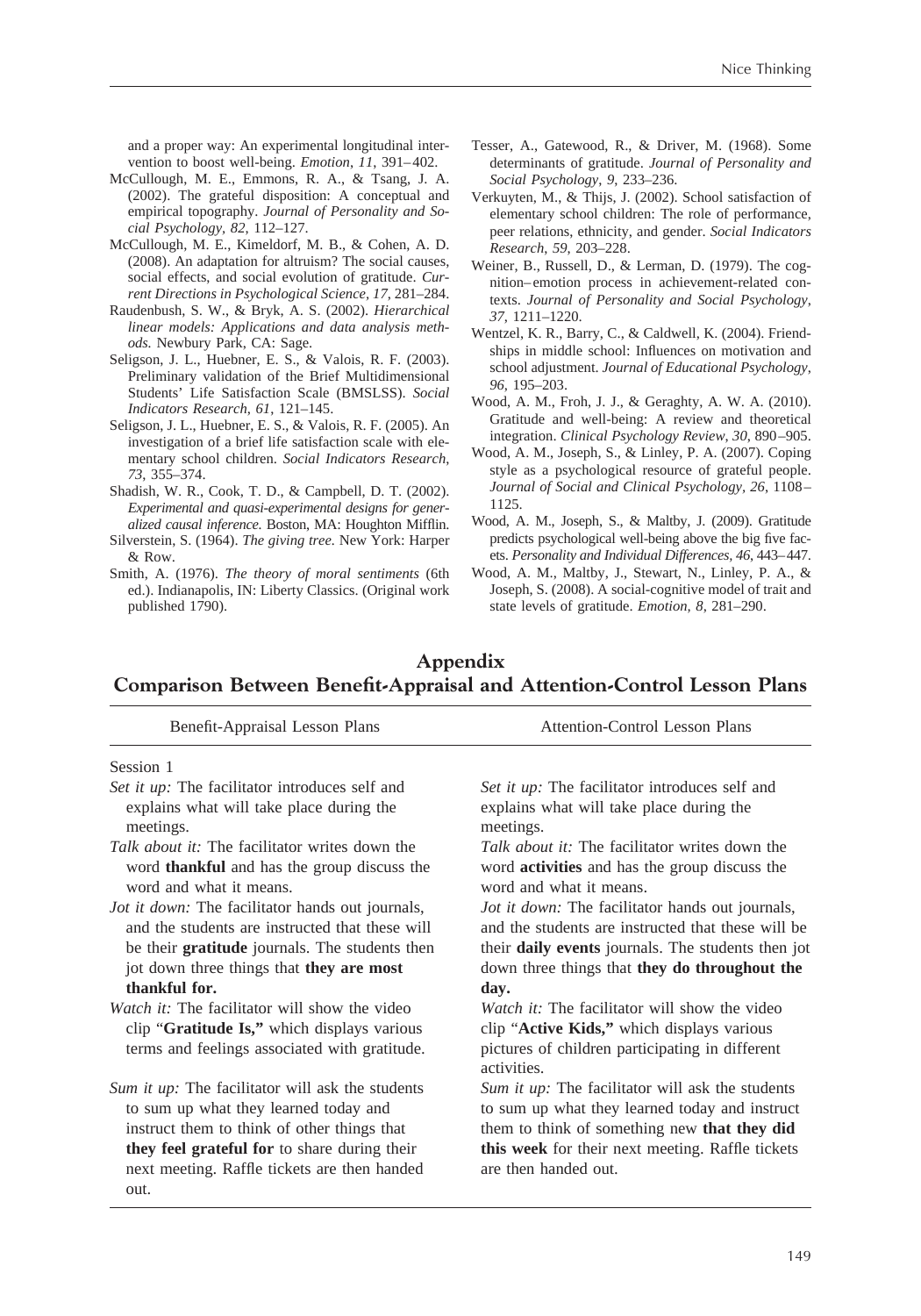and a proper way: An experimental longitudinal intervention to boost well-being. *Emotion, 11,* 391–402.

McCullough, M. E., Emmons, R. A., & Tsang, J. A. (2002). The grateful disposition: A conceptual and empirical topography. *Journal of Personality and Social Psychology, 82,* 112–127.

McCullough, M. E., Kimeldorf, M. B., & Cohen, A. D. (2008). An adaptation for altruism? The social causes, social effects, and social evolution of gratitude. *Current Directions in Psychological Science, 17,* 281–284.

Raudenbush, S. W., & Bryk, A. S. (2002). *Hierarchical linear models: Applications and data analysis methods.* Newbury Park, CA: Sage.

Seligson, J. L., Huebner, E. S., & Valois, R. F. (2003). Preliminary validation of the Brief Multidimensional Students' Life Satisfaction Scale (BMSLSS). *Social Indicators Research, 61,* 121–145.

Seligson, J. L., Huebner, E. S., & Valois, R. F. (2005). An investigation of a brief life satisfaction scale with elementary school children. *Social Indicators Research, 73,* 355–374.

Shadish, W. R., Cook, T. D., & Campbell, D. T. (2002). *Experimental and quasi-experimental designs for generalized causal inference.* Boston, MA: Houghton Mifflin.

Silverstein, S. (1964). *The giving tree.* New York: Harper & Row.

Smith, A. (1976). *The theory of moral sentiments* (6th ed.). Indianapolis, IN: Liberty Classics. (Original work published 1790).

Tesser, A., Gatewood, R., & Driver, M. (1968). Some determinants of gratitude. *Journal of Personality and Social Psychology, 9,* 233–236.

Verkuyten, M., & Thijs, J. (2002). School satisfaction of elementary school children: The role of performance, peer relations, ethnicity, and gender. *Social Indicators Research, 59,* 203–228.

Weiner, B., Russell, D., & Lerman, D. (1979). The cognition–emotion process in achievement-related contexts. *Journal of Personality and Social Psychology, 37,* 1211–1220.

Wentzel, K. R., Barry, C., & Caldwell, K. (2004). Friendships in middle school: Influences on motivation and school adjustment. *Journal of Educational Psychology, 96,* 195–203.

Wood, A. M., Froh, J. J., & Geraghty, A. W. A. (2010). Gratitude and well-being: A review and theoretical integration. *Clinical Psychology Review, 30,* 890–905.

Wood, A. M., Joseph, S., & Linley, P. A. (2007). Coping style as a psychological resource of grateful people. *Journal of Social and Clinical Psychology, 26,* 1108–1125.

Wood, A. M., Joseph, S., & Maltby, J. (2009). Gratitude predicts psychological well-being above the big five facets. *Personality and Individual Differences, 46,* 443–447.

Wood, A. M., Maltby, J., Stewart, N., Linley, P. A., & Joseph, S. (2008). A social-cognitive model of trait and state levels of gratitude. *Emotion, 8,* 281–290.

# Appendix

## Comparison Between Benefit-Appraisal and Attention-Control Lesson Plans

| Benefit-Appraisal Lesson Plans | Attention-Control Lesson Plans |
|---|---|
| Session 1 | |
| *Set it up:* The facilitator introduces self and explains what will take place during the meetings. | *Set it up:* The facilitator introduces self and explains what will take place during the meetings. |
| *Talk about it:* The facilitator writes down the word **thankful** and has the group discuss the word and what it means. | *Talk about it:* The facilitator writes down the word **activities** and has the group discuss the word and what it means. |
| *Jot it down:* The facilitator hands out journals, and the students are instructed that these will be their **gratitude** journals. The students then jot down three things that **they are most thankful for.** | *Jot it down:* The facilitator hands out journals, and the students are instructed that these will be their **daily events** journals. The students then jot down three things that **they do throughout the day.** |
| *Watch it:* The facilitator will show the video clip "**Gratitude Is,**" which displays various terms and feelings associated with gratitude. | *Watch it:* The facilitator will show the video clip "**Active Kids,**" which displays various pictures of children participating in different activities. |
| *Sum it up:* The facilitator will ask the students to sum up what they learned today and instruct them to think of other things that **they feel grateful for** to share during their next meeting. Raffle tickets are then handed out. | *Sum it up:* The facilitator will ask the students to sum up what they learned today and instruct them to think of something new **that they did this week** for their next meeting. Raffle tickets are then handed out. |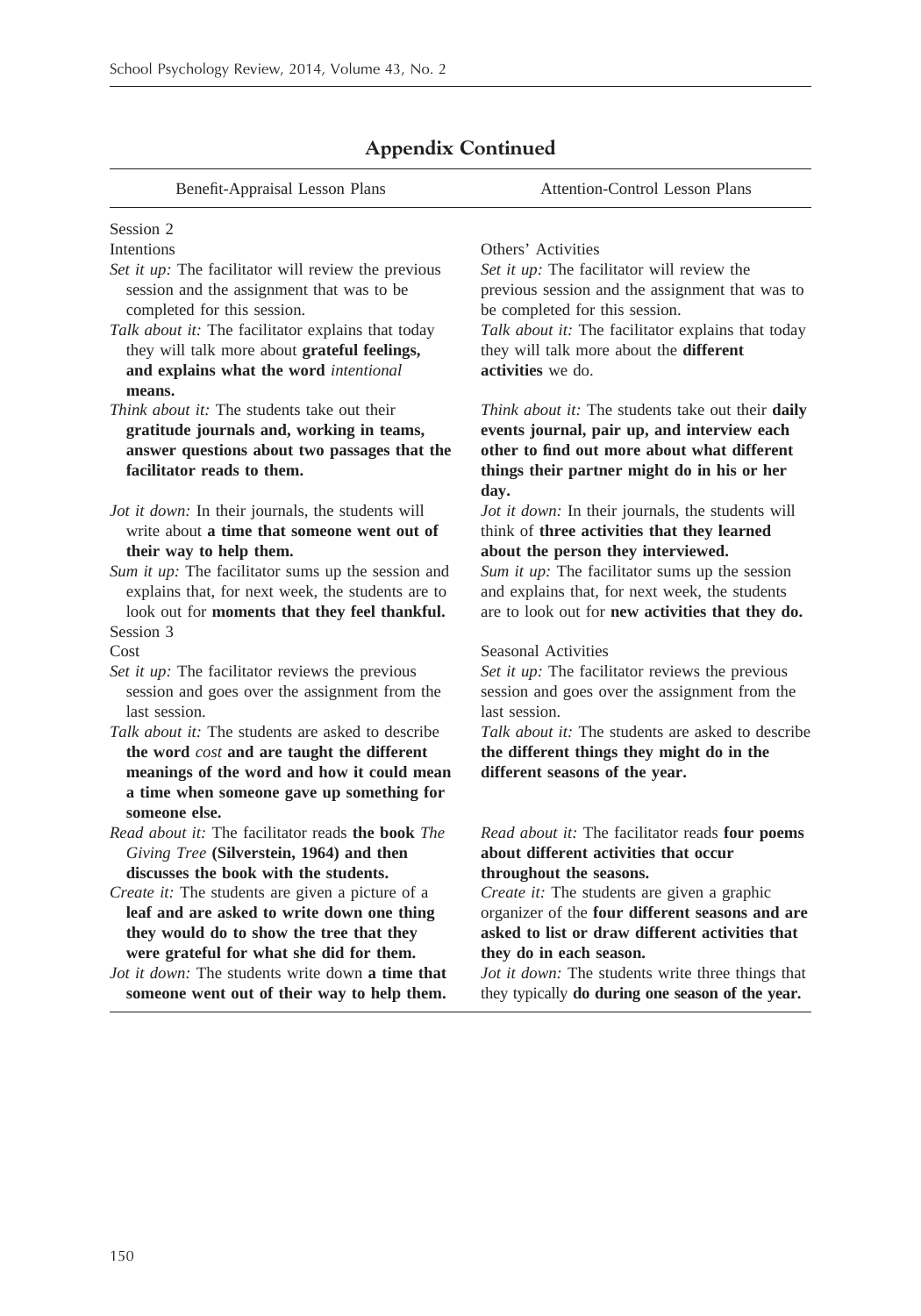## Appendix Continued

| Benefit-Appraisal Lesson Plans | Attention-Control Lesson Plans |
|---|---|
| Session 2<br>Intentions | Others' Activities |
| *Set it up:* The facilitator will review the previous session and the assignment that was to be completed for this session. | *Set it up:* The facilitator will review the previous session and the assignment that was to be completed for this session. |
| *Talk about it:* The facilitator explains that today they will talk more about **grateful feelings, and explains what the word *intentional* means.** | *Talk about it:* The facilitator explains that today they will talk more about the **different activities** we do. |
| *Think about it:* The students take out their **gratitude journals and, working in teams, answer questions about two passages that the facilitator reads to them.** | *Think about it:* The students take out their **daily events journal, pair up, and interview each other to find out more about what different things their partner might do in his or her day.** |
| *Jot it down:* In their journals, the students will write about **a time that someone went out of their way to help them.** | *Jot it down:* In their journals, the students will think of **three activities that they learned about the person they interviewed.** |
| *Sum it up:* The facilitator sums up the session and explains that, for next week, the students are to look out for **moments that they feel thankful.** | *Sum it up:* The facilitator sums up the session and explains that, for next week, the students are to look out for **new activities that they do.** |
| Session 3<br>Cost | Seasonal Activities |
| *Set it up:* The facilitator reviews the previous session and goes over the assignment from the last session. | *Set it up:* The facilitator reviews the previous session and goes over the assignment from the last session. |
| *Talk about it:* The students are asked to describe **the word *cost* and are taught the different meanings of the word and how it could mean a time when someone gave up something for someone else.** | *Talk about it:* The students are asked to describe **the different things they might do in the different seasons of the year.** |
| *Read about it:* The facilitator reads **the book *The Giving Tree* (Silverstein, 1964) and then discusses the book with the students.** | *Read about it:* The facilitator reads **four poems about different activities that occur throughout the seasons.** |
| *Create it:* The students are given a picture of a **leaf and are asked to write down one thing they would do to show the tree that they were grateful for what she did for them.** | *Create it:* The students are given a graphic organizer of the **four different seasons and are asked to list or draw different activities that they do in each season.** |
| *Jot it down:* The students write down **a time that someone went out of their way to help them.** | *Jot it down:* The students write three things that they typically **do during one season of the year.** |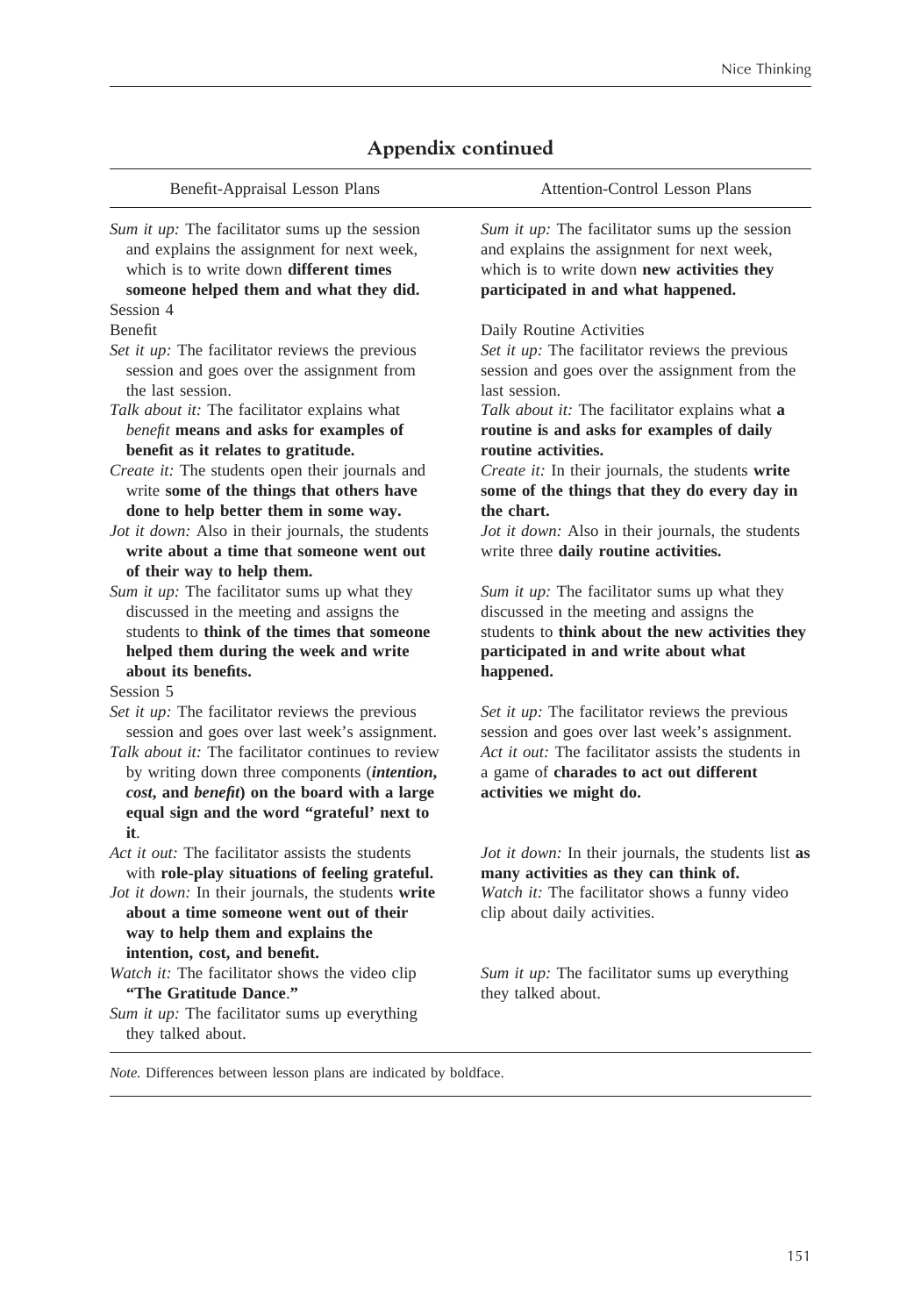## Appendix continued

| Benefit-Appraisal Lesson Plans | Attention-Control Lesson Plans |
|---|---|
| *Sum it up:* The facilitator sums up the session and explains the assignment for next week, which is to write down **different times someone helped them and what they did.** | *Sum it up:* The facilitator sums up the session and explains the assignment for next week, which is to write down **new activities they participated in and what happened.** |
| Session 4 | |
| Benefit | Daily Routine Activities |
| *Set it up:* The facilitator reviews the previous session and goes over the assignment from the last session. | *Set it up:* The facilitator reviews the previous session and goes over the assignment from the last session. |
| *Talk about it:* The facilitator explains what *benefit* **means and asks for examples of benefit as it relates to gratitude.** | *Talk about it:* The facilitator explains what **a routine is and asks for examples of daily routine activities.** |
| *Create it:* The students open their journals and write **some of the things that others have done to help better them in some way.** | *Create it:* In their journals, the students **write some of the things that they do every day in the chart.** |
| *Jot it down:* Also in their journals, the students **write about a time that someone went out of their way to help them.** | *Jot it down:* Also in their journals, the students write three **daily routine activities.** |
| *Sum it up:* The facilitator sums up what they discussed in the meeting and assigns the students to **think of the times that someone helped them during the week and write about its benefits.** | *Sum it up:* The facilitator sums up what they discussed in the meeting and assigns the students to **think about the new activities they participated in and write about what happened.** |
| Session 5 | |
| *Set it up:* The facilitator reviews the previous session and goes over last week's assignment. | *Set it up:* The facilitator reviews the previous session and goes over last week's assignment. |
| *Talk about it:* The facilitator continues to review by writing down three components (***intention*, *cost*, and *benefit***) **on the board with a large equal sign and the word "grateful' next to it**. | *Act it out:* The facilitator assists the students in a game of **charades to act out different activities we might do.** |
| *Act it out:* The facilitator assists the students with **role-play situations of feeling grateful.** | *Jot it down:* In their journals, the students list **as many activities as they can think of.** |
| *Jot it down:* In their journals, the students **write about a time someone went out of their way to help them and explains the intention, cost, and benefit.** | *Watch it:* The facilitator shows a funny video clip about daily activities. |
| *Watch it:* The facilitator shows the video clip **"The Gratitude Dance."** | |
| *Sum it up:* The facilitator sums up everything they talked about. | *Sum it up:* The facilitator sums up everything they talked about. |

*Note.* Differences between lesson plans are indicated by boldface.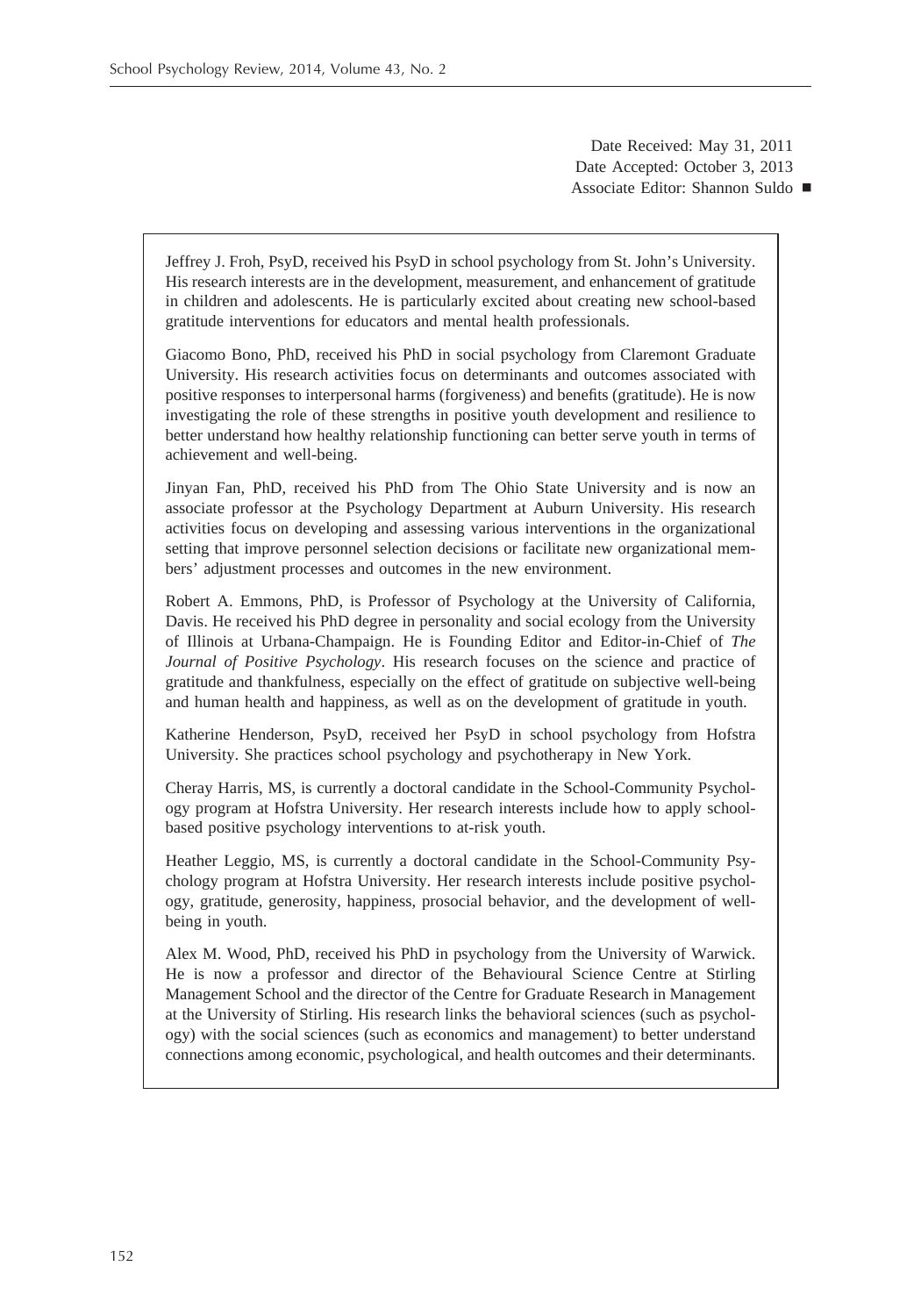Date Received: May 31, 2011
Date Accepted: October 3, 2013
Associate Editor: Shannon Suldo ■

Jeffrey J. Froh, PsyD, received his PsyD in school psychology from St. John's University. His research interests are in the development, measurement, and enhancement of gratitude in children and adolescents. He is particularly excited about creating new school-based gratitude interventions for educators and mental health professionals.

Giacomo Bono, PhD, received his PhD in social psychology from Claremont Graduate University. His research activities focus on determinants and outcomes associated with positive responses to interpersonal harms (forgiveness) and benefits (gratitude). He is now investigating the role of these strengths in positive youth development and resilience to better understand how healthy relationship functioning can better serve youth in terms of achievement and well-being.

Jinyan Fan, PhD, received his PhD from The Ohio State University and is now an associate professor at the Psychology Department at Auburn University. His research activities focus on developing and assessing various interventions in the organizational setting that improve personnel selection decisions or facilitate new organizational members' adjustment processes and outcomes in the new environment.

Robert A. Emmons, PhD, is Professor of Psychology at the University of California, Davis. He received his PhD degree in personality and social ecology from the University of Illinois at Urbana-Champaign. He is Founding Editor and Editor-in-Chief of *The Journal of Positive Psychology*. His research focuses on the science and practice of gratitude and thankfulness, especially on the effect of gratitude on subjective well-being and human health and happiness, as well as on the development of gratitude in youth.

Katherine Henderson, PsyD, received her PsyD in school psychology from Hofstra University. She practices school psychology and psychotherapy in New York.

Cheray Harris, MS, is currently a doctoral candidate in the School-Community Psychology program at Hofstra University. Her research interests include how to apply school-based positive psychology interventions to at-risk youth.

Heather Leggio, MS, is currently a doctoral candidate in the School-Community Psychology program at Hofstra University. Her research interests include positive psychology, gratitude, generosity, happiness, prosocial behavior, and the development of well-being in youth.

Alex M. Wood, PhD, received his PhD in psychology from the University of Warwick. He is now a professor and director of the Behavioural Science Centre at Stirling Management School and the director of the Centre for Graduate Research in Management at the University of Stirling. His research links the behavioral sciences (such as psychology) with the social sciences (such as economics and management) to better understand connections among economic, psychological, and health outcomes and their determinants.